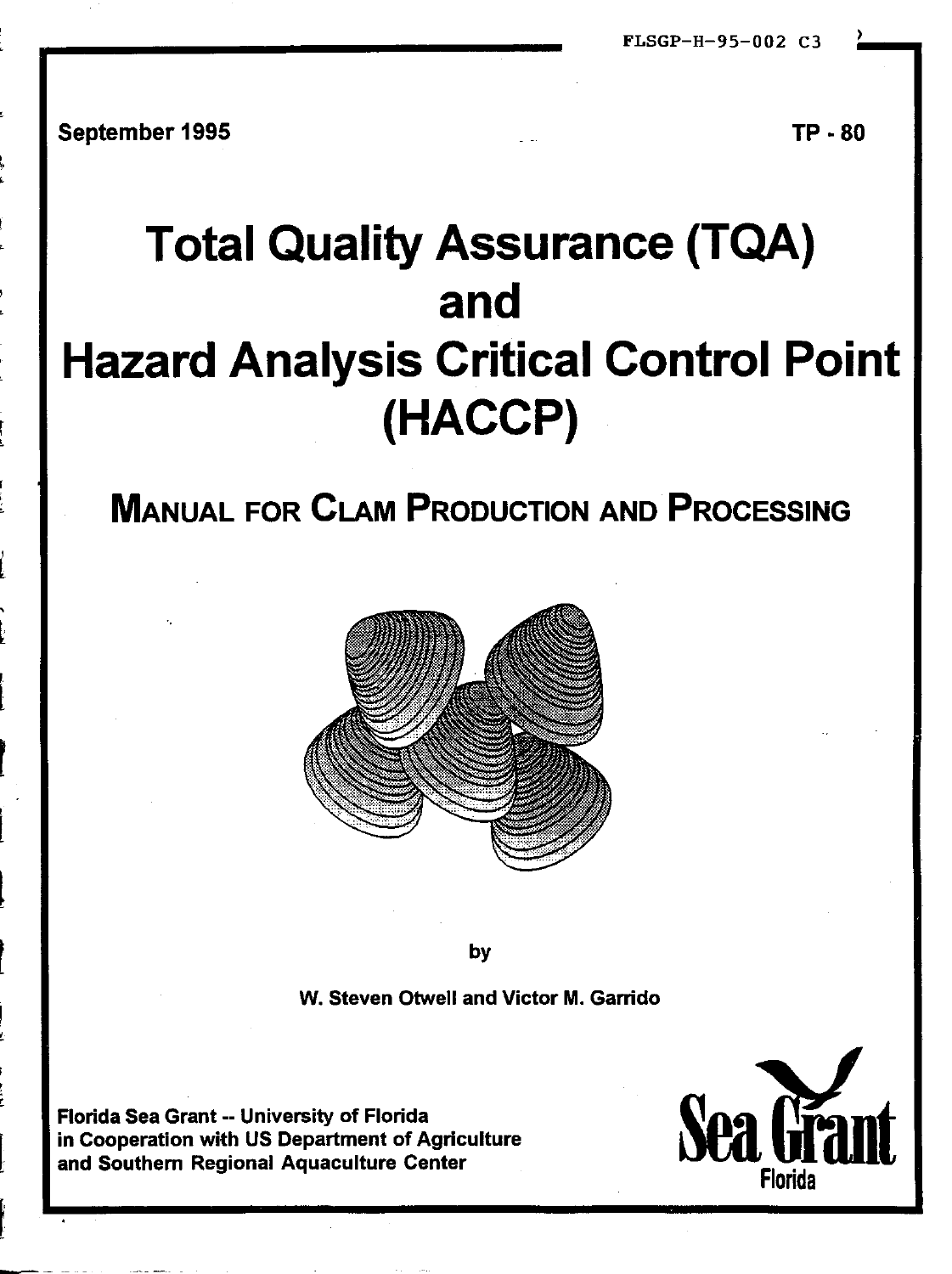FLSGP-H-95-002 C3

September 1995

TP - 80

# Total Quality Assurance (TQA) and Hazard Analysis Critical Control Point (HACCP)

## Manual for Clam Production and Processing

by

W. Steven Otwell and Victor M. Garrido

Florida Sea Grant -- University of Florida
in Cooperation with US Department of Agriculture
and Southern Regional Aquaculture Center

Sea Grant Florida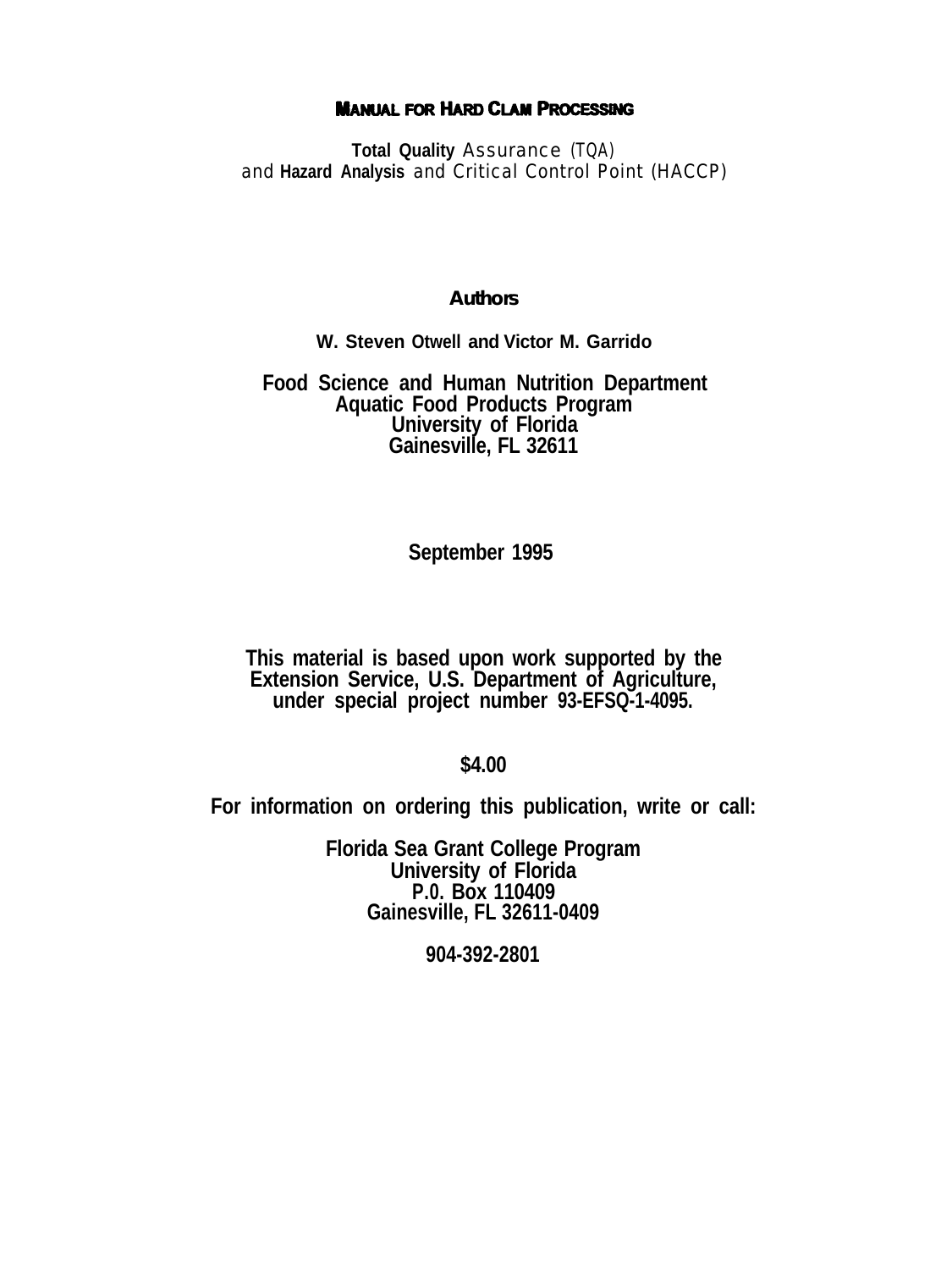# MANUAL FOR HARD CLAM PROCESSING

**Total Quality** Assurance (TQA)
and **Hazard Analysis** and Critical Control Point (HACCP)

**Authors**

**W. Steven Otwell and Victor M. Garrido**

**Food Science and Human Nutrition Department**
**Aquatic Food Products Program**
**University of Florida**
**Gainesville, FL 32611**

**September 1995**

**This material is based upon work supported by the Extension Service, U.S. Department of Agriculture, under special project number 93-EFSQ-1-4095.**

**$4.00**

**For information on ordering this publication, write or call:**

**Florida Sea Grant College Program**
**University of Florida**
**P.0. Box 110409**
**Gainesville, FL 32611-0409**

**904-392-2801**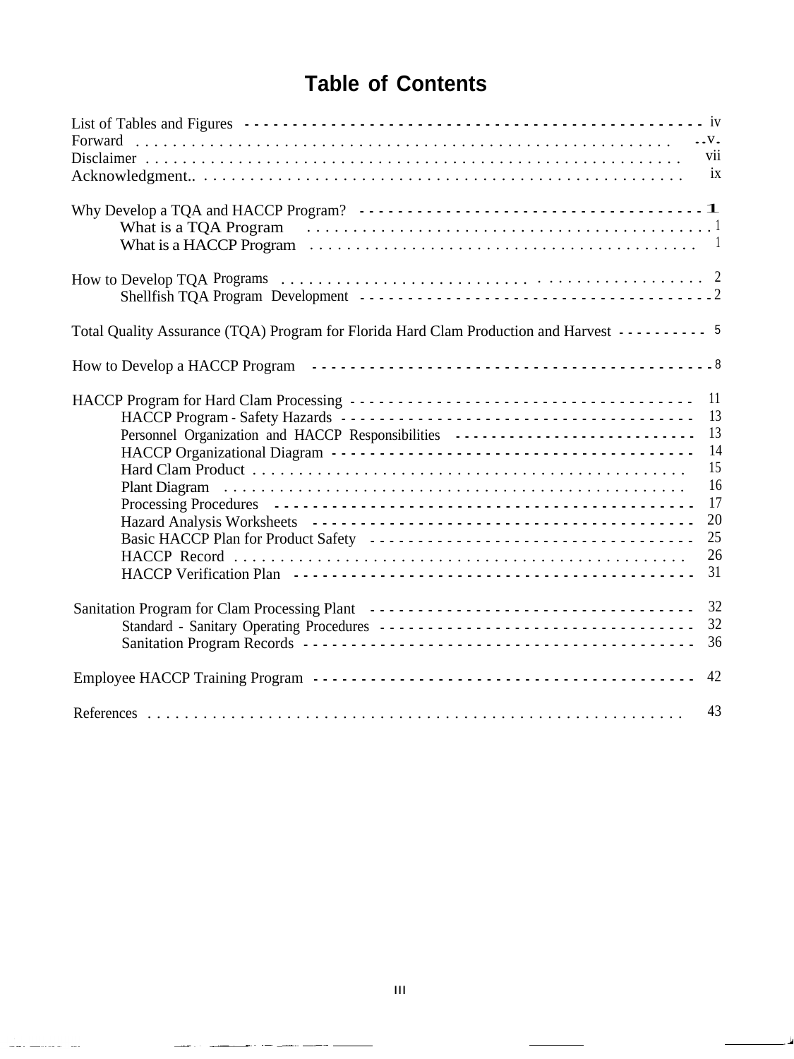# Table of Contents

List of Tables and Figures - - - - - - - - - - - - - - - - - - - - - - - - - - - - - - - - - - - - - - - - - iv
Forward . . . . . . . . . . . . . . . . . . . . . . . . . . . . . . . . . . . . . . . . . . . . . . . . . . v
Disclaimer . . . . . . . . . . . . . . . . . . . . . . . . . . . . . . . . . . . . . . . . . . . . . . . . . vii
Acknowledgment.. . . . . . . . . . . . . . . . . . . . . . . . . . . . . . . . . . . . . . . . . . . . . . ix

Why Develop a TQA and HACCP Program? - - - - - - - - - - - - - - - - - - - - - - - - - - - - - - - - 1
- What is a TQA Program . . . . . . . . . . . . . . . . . . . . . . . . . . . . . . . . . . . . . . . . 1
- What is a HACCP Program . . . . . . . . . . . . . . . . . . . . . . . . . . . . . . . . . . . . . . 1

How to Develop TQA Programs . . . . . . . . . . . . . . . . . . . . . . . . . . . . . . . . . . . . . . . 2
- Shellfish TQA Program Development - - - - - - - - - - - - - - - - - - - - - - - - - - - - - - - - 2

Total Quality Assurance (TQA) Program for Florida Hard Clam Production and Harvest - - - - - - - - - 5

How to Develop a HACCP Program - - - - - - - - - - - - - - - - - - - - - - - - - - - - - - - - - - - - 8

HACCP Program for Hard Clam Processing - - - - - - - - - - - - - - - - - - - - - - - - - - - - - - - 11
- HACCP Program - Safety Hazards - - - - - - - - - - - - - - - - - - - - - - - - - - - - - - - - - 13
- Personnel Organization and HACCP Responsibilities - - - - - - - - - - - - - - - - - - - - - - - 13
- HACCP Organizational Diagram - - - - - - - - - - - - - - - - - - - - - - - - - - - - - - - - - - 14
- Hard Clam Product . . . . . . . . . . . . . . . . . . . . . . . . . . . . . . . . . . . . . . . . . . . 15
- Plant Diagram . . . . . . . . . . . . . . . . . . . . . . . . . . . . . . . . . . . . . . . . . . . . . . 16
- Processing Procedures - - - - - - - - - - - - - - - - - - - - - - - - - - - - - - - - - - - - - - 17
- Hazard Analysis Worksheets - - - - - - - - - - - - - - - - - - - - - - - - - - - - - - - - - - - 20
- Basic HACCP Plan for Product Safety - - - - - - - - - - - - - - - - - - - - - - - - - - - - - - - 25
- HACCP Record . . . . . . . . . . . . . . . . . . . . . . . . . . . . . . . . . . . . . . . . . . . . . 26
- HACCP Verification Plan - - - - - - - - - - - - - - - - - - - - - - - - - - - - - - - - - - - - - 31

Sanitation Program for Clam Processing Plant - - - - - - - - - - - - - - - - - - - - - - - - - - - - - 32
- Standard - Sanitary Operating Procedures - - - - - - - - - - - - - - - - - - - - - - - - - - - - - 32
- Sanitation Program Records - - - - - - - - - - - - - - - - - - - - - - - - - - - - - - - - - - - - 36

Employee HACCP Training Program - - - - - - - - - - - - - - - - - - - - - - - - - - - - - - - - - - 42

References . . . . . . . . . . . . . . . . . . . . . . . . . . . . . . . . . . . . . . . . . . . . . . . . . 43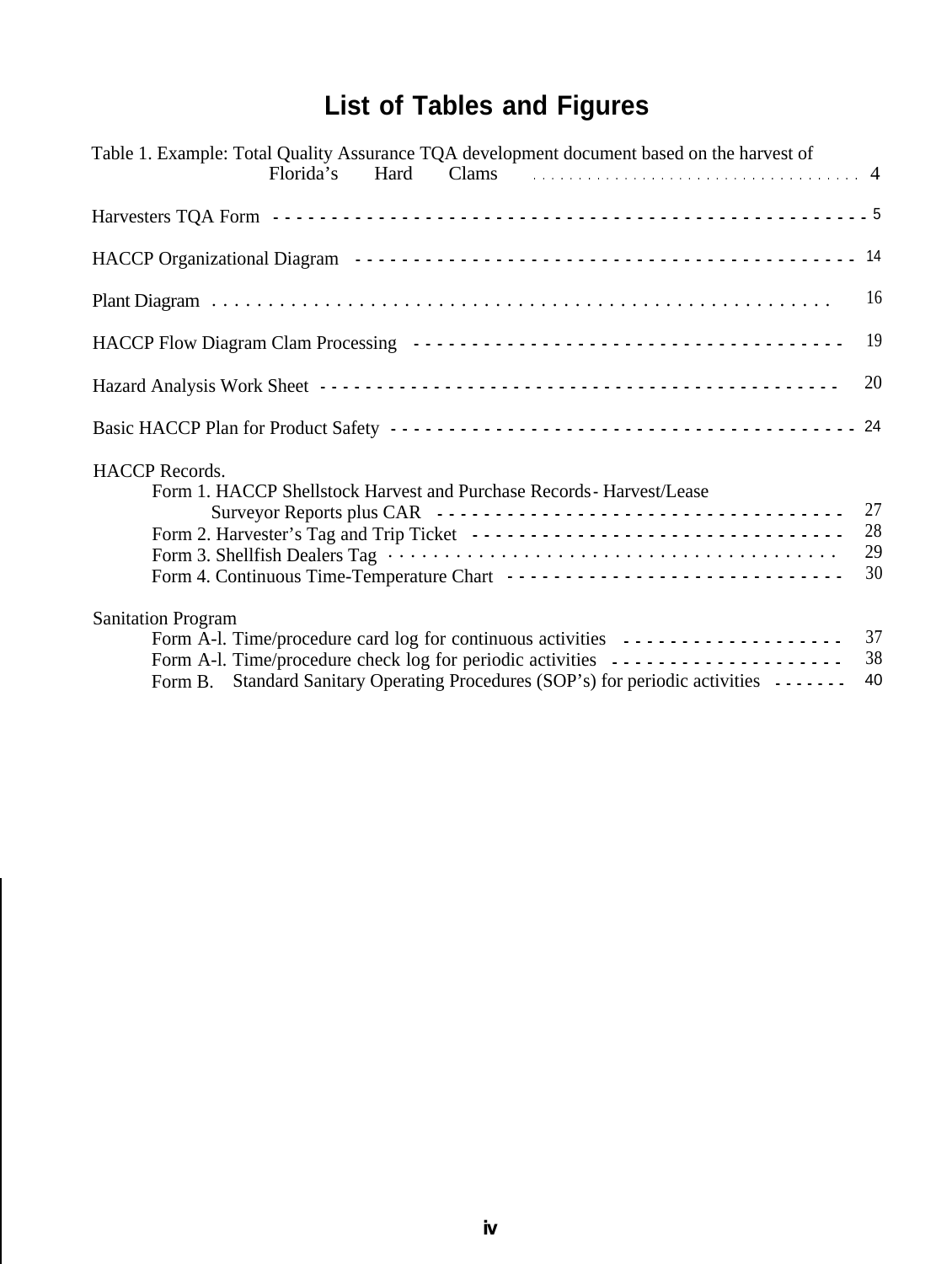# List of Tables and Figures

Table 1. Example: Total Quality Assurance TQA development document based on the harvest of Florida's Hard Clams .................................... 4

Harvesters TQA Form ------------------------------------------------ 5

HACCP Organizational Diagram ------------------------------------------ 14

Plant Diagram ...................................................... 16

HACCP Flow Diagram Clam Processing ------------------------------------ 19

Hazard Analysis Work Sheet ------------------------------------------ 20

Basic HACCP Plan for Product Safety ------------------------------------- 24

HACCP Records.

- Form 1. HACCP Shellstock Harvest and Purchase Records- Harvest/Lease Surveyor Reports plus CAR ----------------------------------- 27
- Form 2. Harvester's Tag and Trip Ticket ------------------------------- 28
- Form 3. Shellfish Dealers Tag ...................................... 29
- Form 4. Continuous Time-Temperature Chart ---------------------------- 30

Sanitation Program

- Form A-l. Time/procedure card log for continuous activities ------------------ 37
- Form A-l. Time/procedure check log for periodic activities ------------------- 38
- Form B. Standard Sanitary Operating Procedures (SOP's) for periodic activities ------ 40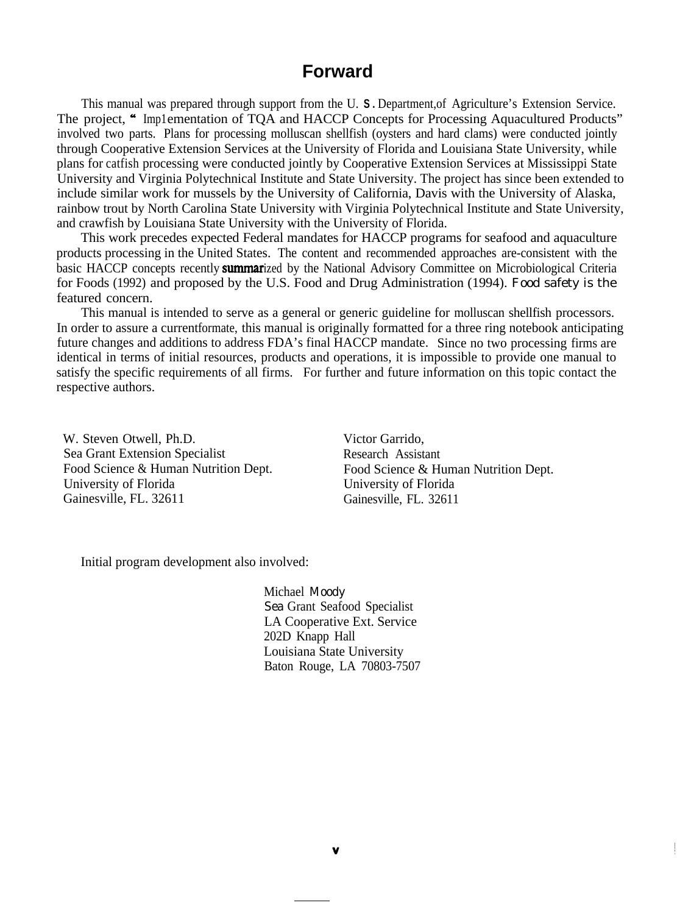# Forward

This manual was prepared through support from the U. S. Department of Agriculture's Extension Service. The project, "Implementation of TQA and HACCP Concepts for Processing Aquacultured Products" involved two parts. Plans for processing molluscan shellfish (oysters and hard clams) were conducted jointly through Cooperative Extension Services at the University of Florida and Louisiana State University, while plans for catfish processing were conducted jointly by Cooperative Extension Services at Mississippi State University and Virginia Polytechnical Institute and State University. The project has since been extended to include similar work for mussels by the University of California, Davis with the University of Alaska, rainbow trout by North Carolina State University with Virginia Polytechnical Institute and State University, and crawfish by Louisiana State University with the University of Florida.

This work precedes expected Federal mandates for HACCP programs for seafood and aquaculture products processing in the United States. The content and recommended approaches are consistent with the basic HACCP concepts recently summarized by the National Advisory Committee on Microbiological Criteria for Foods (1992) and proposed by the U.S. Food and Drug Administration (1994). Food safety is the featured concern.

This manual is intended to serve as a general or generic guideline for molluscan shellfish processors. In order to assure a current format, this manual is originally formatted for a three ring notebook anticipating future changes and additions to address FDA's final HACCP mandate. Since no two processing firms are identical in terms of initial resources, products and operations, it is impossible to provide one manual to satisfy the specific requirements of all firms. For further and future information on this topic contact the respective authors.

W. Steven Otwell, Ph.D.
Sea Grant Extension Specialist
Food Science & Human Nutrition Dept.
University of Florida
Gainesville, FL. 32611

Victor Garrido,
Research Assistant
Food Science & Human Nutrition Dept.
University of Florida
Gainesville, FL. 32611

Initial program development also involved:

Michael Moody
Sea Grant Seafood Specialist
LA Cooperative Ext. Service
202D Knapp Hall
Louisiana State University
Baton Rouge, LA 70803-7507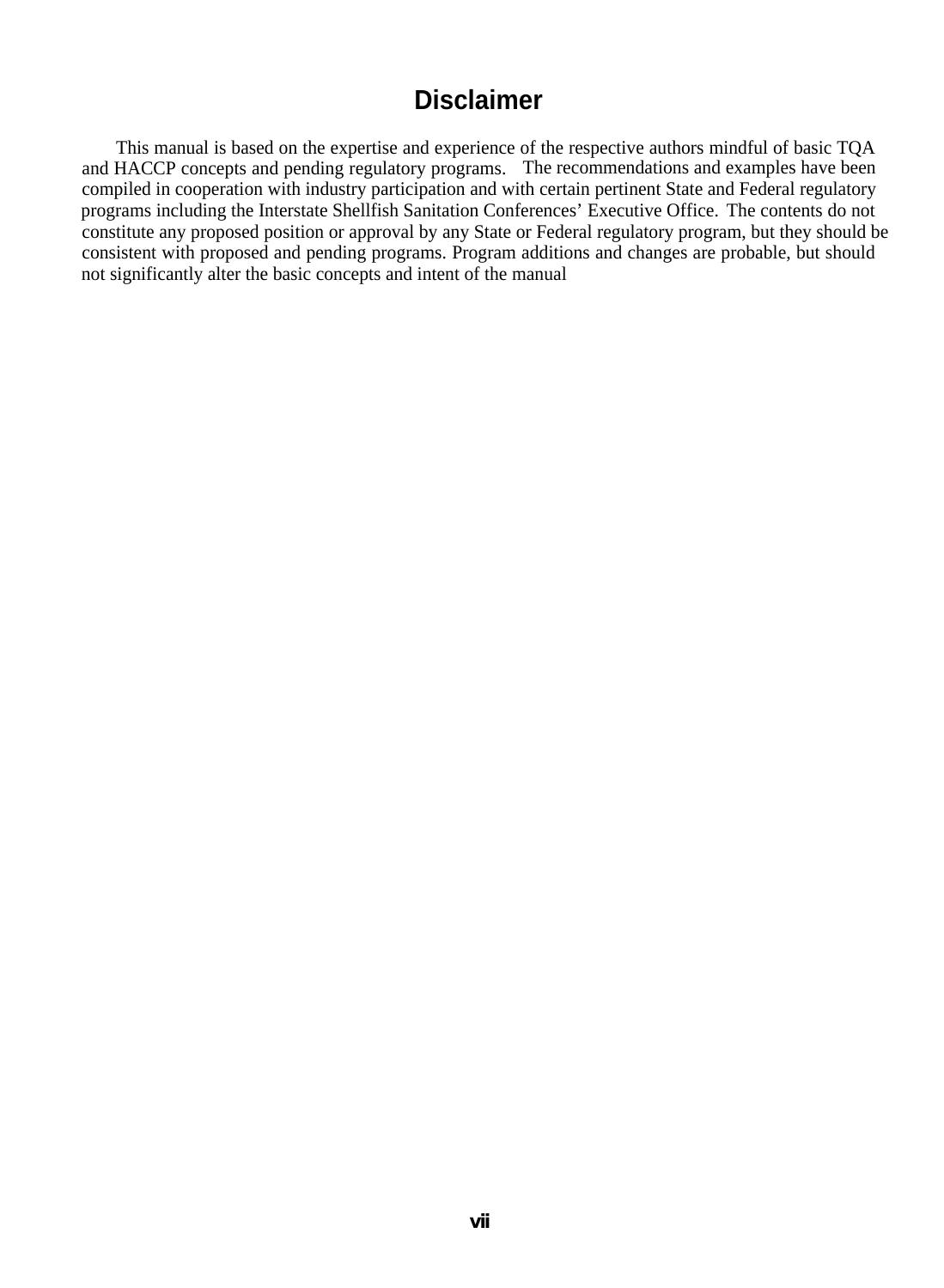# Disclaimer

This manual is based on the expertise and experience of the respective authors mindful of basic TQA and HACCP concepts and pending regulatory programs. The recommendations and examples have been compiled in cooperation with industry participation and with certain pertinent State and Federal regulatory programs including the Interstate Shellfish Sanitation Conferences' Executive Office. The contents do not constitute any proposed position or approval by any State or Federal regulatory program, but they should be consistent with proposed and pending programs. Program additions and changes are probable, but should not significantly alter the basic concepts and intent of the manual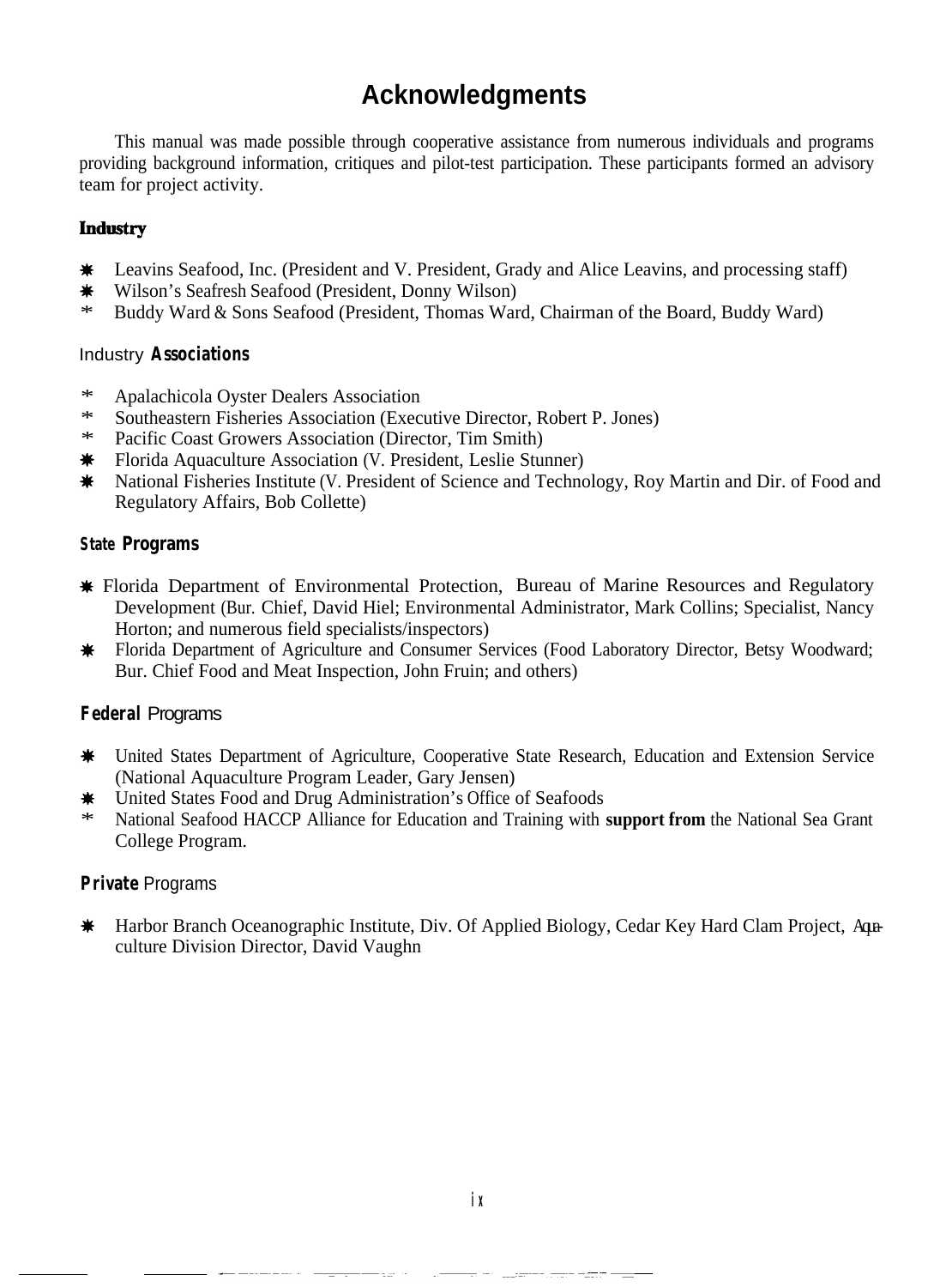# Acknowledgments

This manual was made possible through cooperative assistance from numerous individuals and programs providing background information, critiques and pilot-test participation. These participants formed an advisory team for project activity.

### Industry

- Leavins Seafood, Inc. (President and V. President, Grady and Alice Leavins, and processing staff)
- Wilson's Seafresh Seafood (President, Donny Wilson)
- Buddy Ward & Sons Seafood (President, Thomas Ward, Chairman of the Board, Buddy Ward)

### Industry Associations

- Apalachicola Oyster Dealers Association
- Southeastern Fisheries Association (Executive Director, Robert P. Jones)
- Pacific Coast Growers Association (Director, Tim Smith)
- Florida Aquaculture Association (V. President, Leslie Stunner)
- National Fisheries Institute (V. President of Science and Technology, Roy Martin and Dir. of Food and Regulatory Affairs, Bob Collette)

### State Programs

- Florida Department of Environmental Protection, Bureau of Marine Resources and Regulatory Development (Bur. Chief, David Hiel; Environmental Administrator, Mark Collins; Specialist, Nancy Horton; and numerous field specialists/inspectors)
- Florida Department of Agriculture and Consumer Services (Food Laboratory Director, Betsy Woodward; Bur. Chief Food and Meat Inspection, John Fruin; and others)

### Federal Programs

- United States Department of Agriculture, Cooperative State Research, Education and Extension Service (National Aquaculture Program Leader, Gary Jensen)
- United States Food and Drug Administration's Office of Seafoods
- National Seafood HACCP Alliance for Education and Training with **support from** the National Sea Grant College Program.

### Private Programs

- Harbor Branch Oceanographic Institute, Div. Of Applied Biology, Cedar Key Hard Clam Project, Aquaculture Division Director, David Vaughn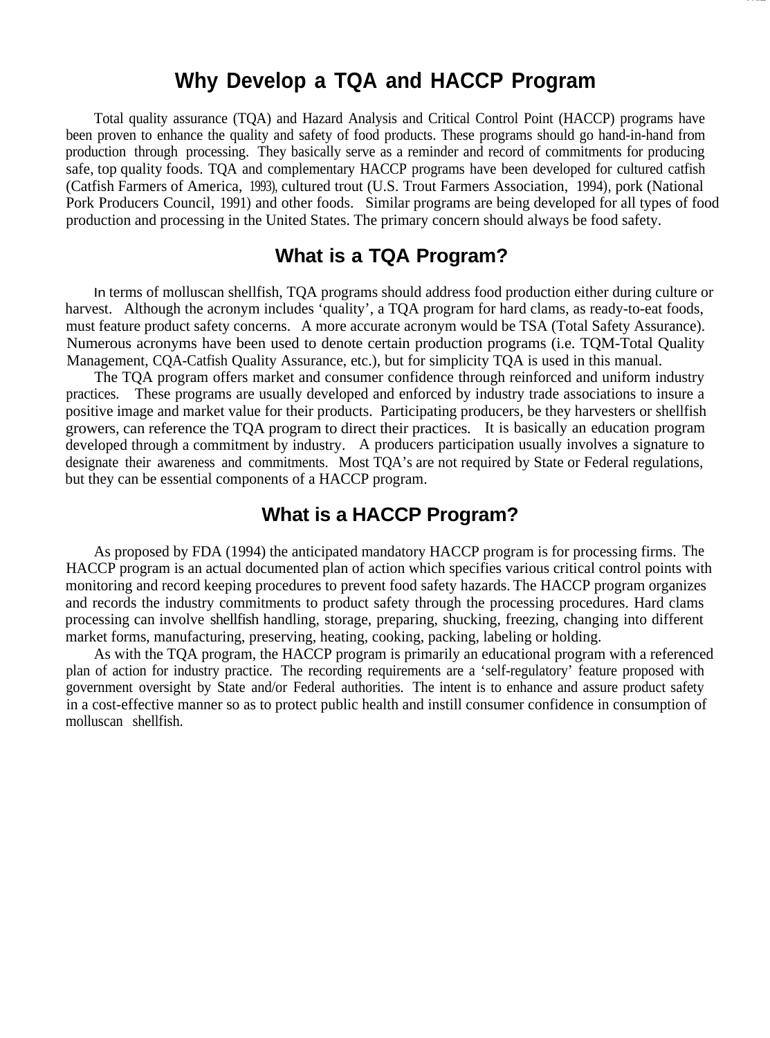## Why Develop a TQA and HACCP Program

Total quality assurance (TQA) and Hazard Analysis and Critical Control Point (HACCP) programs have been proven to enhance the quality and safety of food products. These programs should go hand-in-hand from production through processing. They basically serve as a reminder and record of commitments for producing safe, top quality foods. TQA and complementary HACCP programs have been developed for cultured catfish (Catfish Farmers of America, 1993), cultured trout (U.S. Trout Farmers Association, 1994), pork (National Pork Producers Council, 1991) and other foods. Similar programs are being developed for all types of food production and processing in the United States. The primary concern should always be food safety.

## What is a TQA Program?

In terms of molluscan shellfish, TQA programs should address food production either during culture or harvest. Although the acronym includes 'quality', a TQA program for hard clams, as ready-to-eat foods, must feature product safety concerns. A more accurate acronym would be TSA (Total Safety Assurance). Numerous acronyms have been used to denote certain production programs (i.e. TQM-Total Quality Management, CQA-Catfish Quality Assurance, etc.), but for simplicity TQA is used in this manual.

The TQA program offers market and consumer confidence through reinforced and uniform industry practices. These programs are usually developed and enforced by industry trade associations to insure a positive image and market value for their products. Participating producers, be they harvesters or shellfish growers, can reference the TQA program to direct their practices. It is basically an education program developed through a commitment by industry. A producers participation usually involves a signature to designate their awareness and commitments. Most TQA's are not required by State or Federal regulations, but they can be essential components of a HACCP program.

## What is a HACCP Program?

As proposed by FDA (1994) the anticipated mandatory HACCP program is for processing firms. The HACCP program is an actual documented plan of action which specifies various critical control points with monitoring and record keeping procedures to prevent food safety hazards. The HACCP program organizes and records the industry commitments to product safety through the processing procedures. Hard clams processing can involve shellfish handling, storage, preparing, shucking, freezing, changing into different market forms, manufacturing, preserving, heating, cooking, packing, labeling or holding.

As with the TQA program, the HACCP program is primarily an educational program with a referenced plan of action for industry practice. The recording requirements are a 'self-regulatory' feature proposed with government oversight by State and/or Federal authorities. The intent is to enhance and assure product safety in a cost-effective manner so as to protect public health and instill consumer confidence in consumption of molluscan shellfish.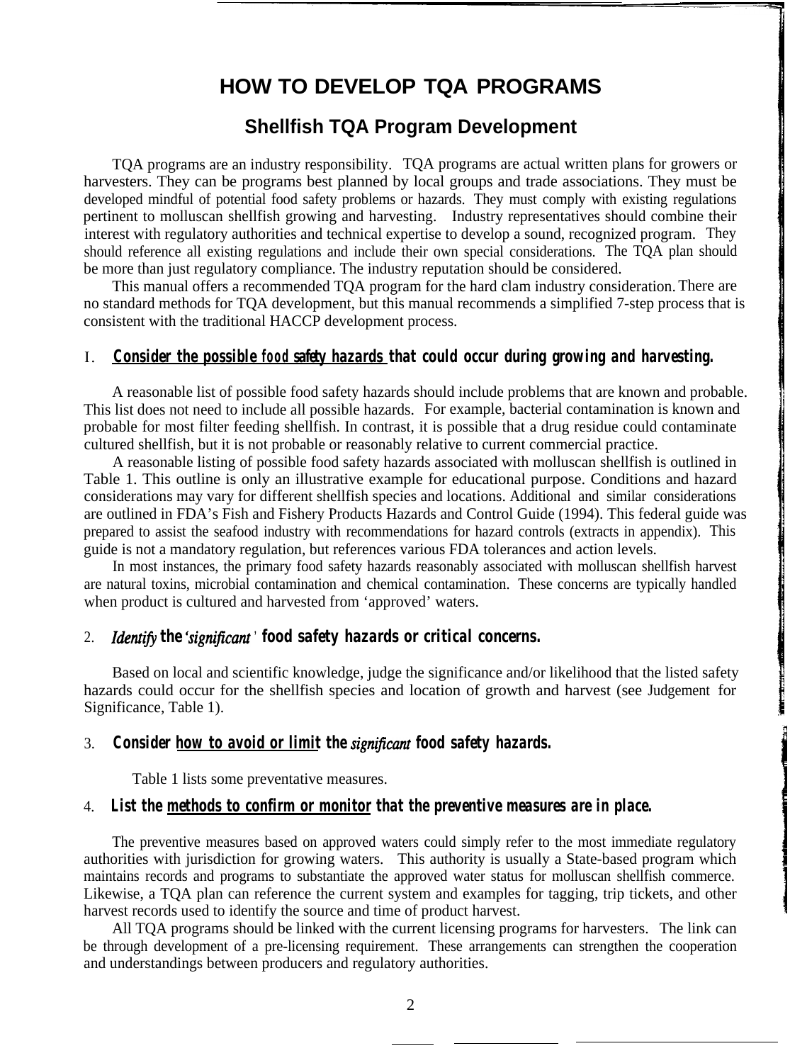# HOW TO DEVELOP TQA PROGRAMS

## Shellfish TQA Program Development

TQA programs are an industry responsibility. TQA programs are actual written plans for growers or harvesters. They can be programs best planned by local groups and trade associations. They must be developed mindful of potential food safety problems or hazards. They must comply with existing regulations pertinent to molluscan shellfish growing and harvesting. Industry representatives should combine their interest with regulatory authorities and technical expertise to develop a sound, recognized program. They should reference all existing regulations and include their own special considerations. The TQA plan should be more than just regulatory compliance. The industry reputation should be considered.

This manual offers a recommended TQA program for the hard clam industry consideration. There are no standard methods for TQA development, but this manual recommends a simplified 7-step process that is consistent with the traditional HACCP development process.

1. ***Consider the possible food safety hazards** that could occur during growing and harvesting.*

A reasonable list of possible food safety hazards should include problems that are known and probable. This list does not need to include all possible hazards. For example, bacterial contamination is known and probable for most filter feeding shellfish. In contrast, it is possible that a drug residue could contaminate cultured shellfish, but it is not probable or reasonably relative to current commercial practice.

A reasonable listing of possible food safety hazards associated with molluscan shellfish is outlined in Table 1. This outline is only an illustrative example for educational purpose. Conditions and hazard considerations may vary for different shellfish species and locations. Additional and similar considerations are outlined in FDA's Fish and Fishery Products Hazards and Control Guide (1994). This federal guide was prepared to assist the seafood industry with recommendations for hazard controls (extracts in appendix). This guide is not a mandatory regulation, but references various FDA tolerances and action levels.

In most instances, the primary food safety hazards reasonably associated with molluscan shellfish harvest are natural toxins, microbial contamination and chemical contamination. These concerns are typically handled when product is cultured and harvested from 'approved' waters.

2. ***Identify the 'significant' food safety hazards or critical concerns.***

Based on local and scientific knowledge, judge the significance and/or likelihood that the listed safety hazards could occur for the shellfish species and location of growth and harvest (see Judgement for Significance, Table 1).

3. ***Consider how to avoid or limit the significant food safety hazards.***

Table 1 lists some preventative measures.

4. ***List the methods to confirm or monitor that the preventive measures are in place.***

The preventive measures based on approved waters could simply refer to the most immediate regulatory authorities with jurisdiction for growing waters. This authority is usually a State-based program which maintains records and programs to substantiate the approved water status for molluscan shellfish commerce. Likewise, a TQA plan can reference the current system and examples for tagging, trip tickets, and other harvest records used to identify the source and time of product harvest.

All TQA programs should be linked with the current licensing programs for harvesters. The link can be through development of a pre-licensing requirement. These arrangements can strengthen the cooperation and understandings between producers and regulatory authorities.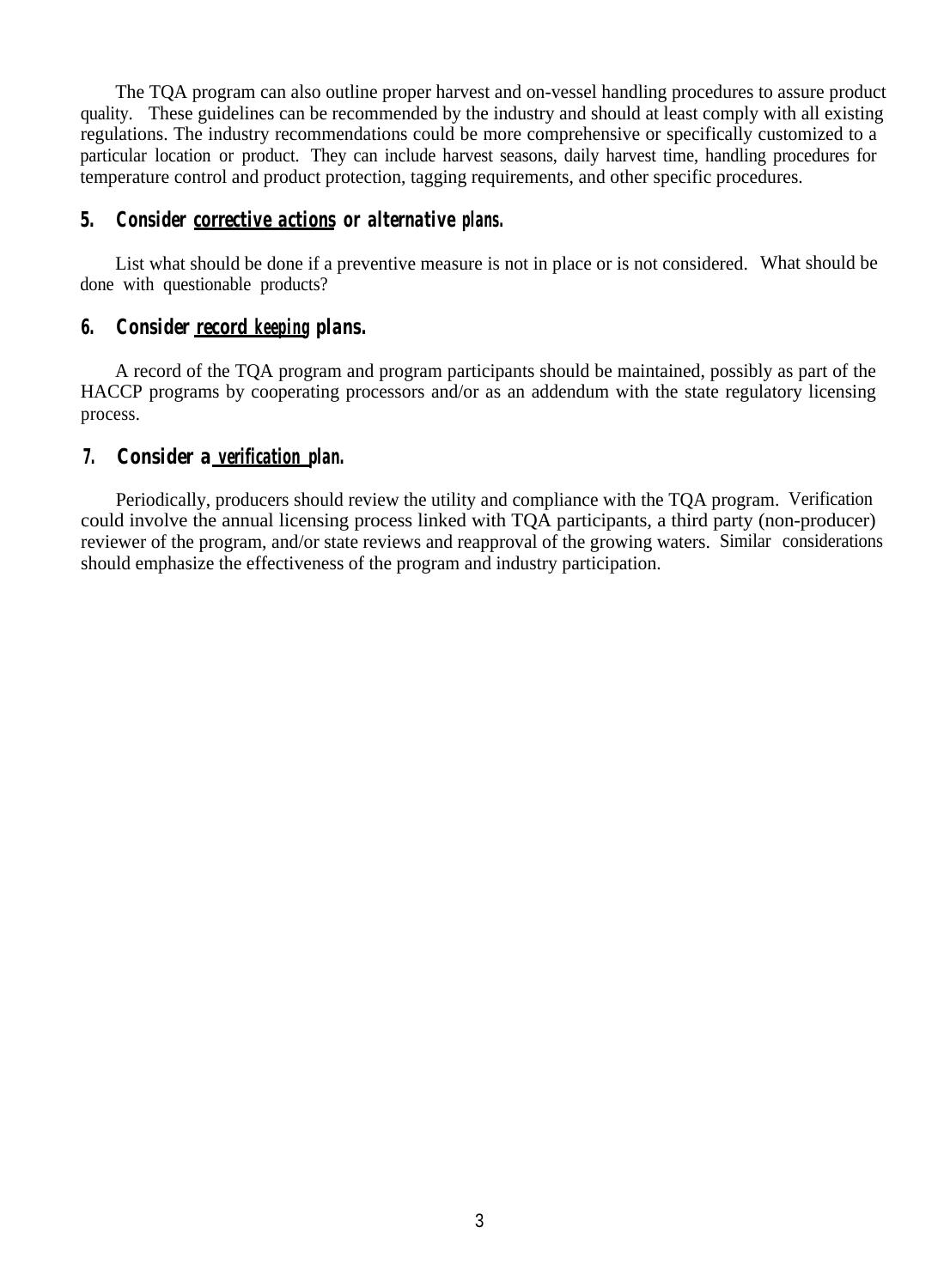The TQA program can also outline proper harvest and on-vessel handling procedures to assure product quality. These guidelines can be recommended by the industry and should at least comply with all existing regulations. The industry recommendations could be more comprehensive or specifically customized to a particular location or product. They can include harvest seasons, daily harvest time, handling procedures for temperature control and product protection, tagging requirements, and other specific procedures.

### 5. Consider corrective actions or alternative plans.

List what should be done if a preventive measure is not in place or is not considered. What should be done with questionable products?

### 6. Consider record keeping plans.

A record of the TQA program and program participants should be maintained, possibly as part of the HACCP programs by cooperating processors and/or as an addendum with the state regulatory licensing process.

### 7. Consider a verification plan.

Periodically, producers should review the utility and compliance with the TQA program. Verification could involve the annual licensing process linked with TQA participants, a third party (non-producer) reviewer of the program, and/or state reviews and reapproval of the growing waters. Similar considerations should emphasize the effectiveness of the program and industry participation.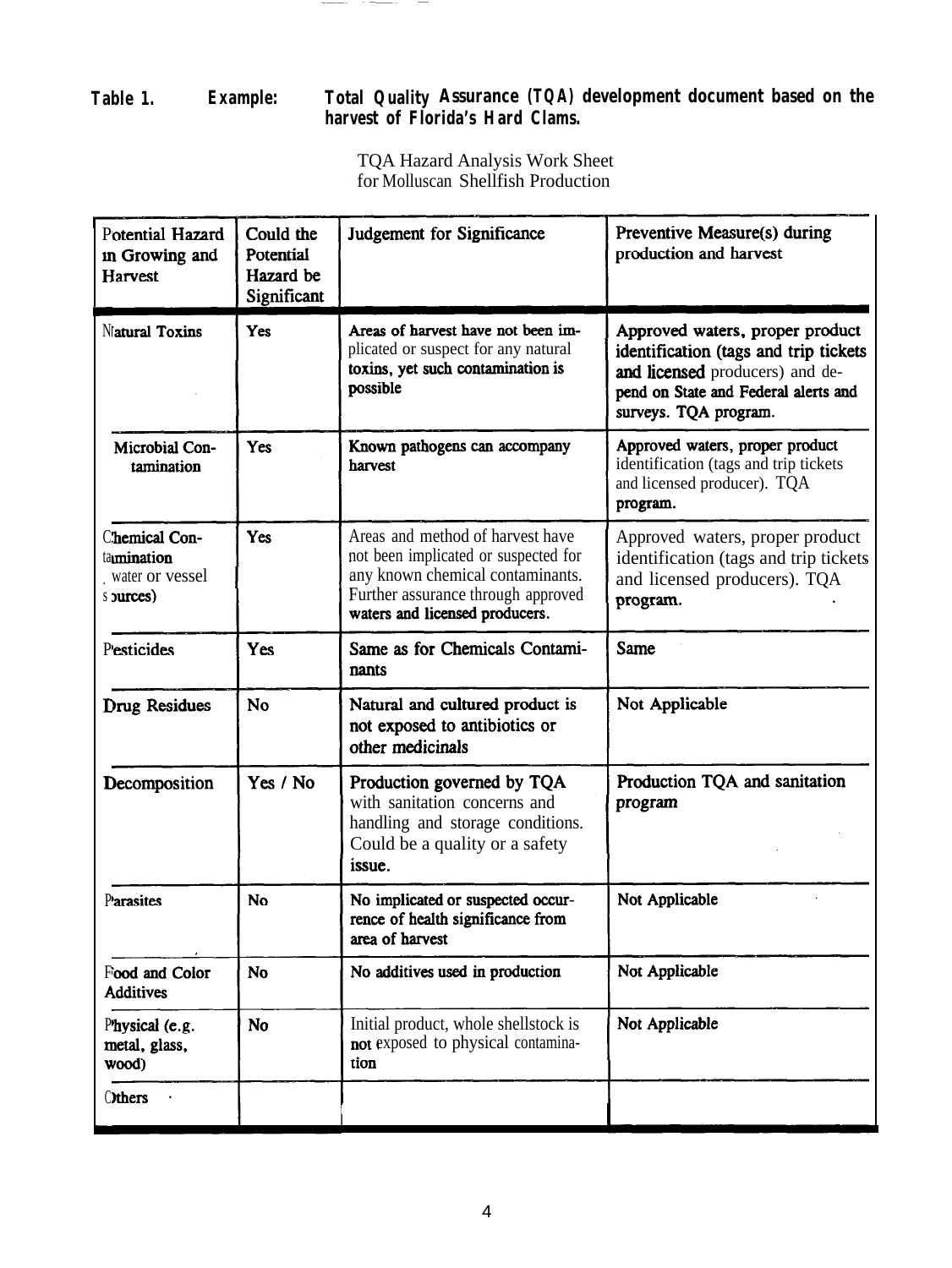**Table 1. Example: Total Quality Assurance (TQA) development document based on the harvest of Florida's Hard Clams.**

TQA Hazard Analysis Work Sheet
for Molluscan Shellfish Production

| Potential Hazard in Growing and Harvest | Could the Potential Hazard be Significant | Judgement for Significance | Preventive Measure(s) during production and harvest |
|---|---|---|---|
| Natural Toxins | Yes | Areas of harvest have not been implicated or suspect for any natural toxins, yet such contamination is possible | Approved waters, proper product identification (tags and trip tickets and licensed producers) and depend on State and Federal alerts and surveys. TQA program. |
| Microbial Contamination | Yes | Known pathogens can accompany harvest | Approved waters, proper product identification (tags and trip tickets and licensed producer). TQA program. |
| Chemical Contamination (water or vessel sources) | Yes | Areas and method of harvest have not been implicated or suspected for any known chemical contaminants. Further assurance through approved waters and licensed producers. | Approved waters, proper product identification (tags and trip tickets and licensed producers). TQA program. |
| Pesticides | Yes | Same as for Chemicals Contaminants | Same |
| Drug Residues | No | Natural and cultured product is not exposed to antibiotics or other medicinals | Not Applicable |
| Decomposition | Yes / No | Production governed by TQA with sanitation concerns and handling and storage conditions. Could be a quality or a safety issue. | Production TQA and sanitation program |
| Parasites | No | No implicated or suspected occurrence of health significance from area of harvest | Not Applicable |
| Food and Color Additives | No | No additives used in production | Not Applicable |
| Physical (e.g. metal, glass, wood) | No | Initial product, whole shellstock is not exposed to physical contamination | Not Applicable |
| Others | | | |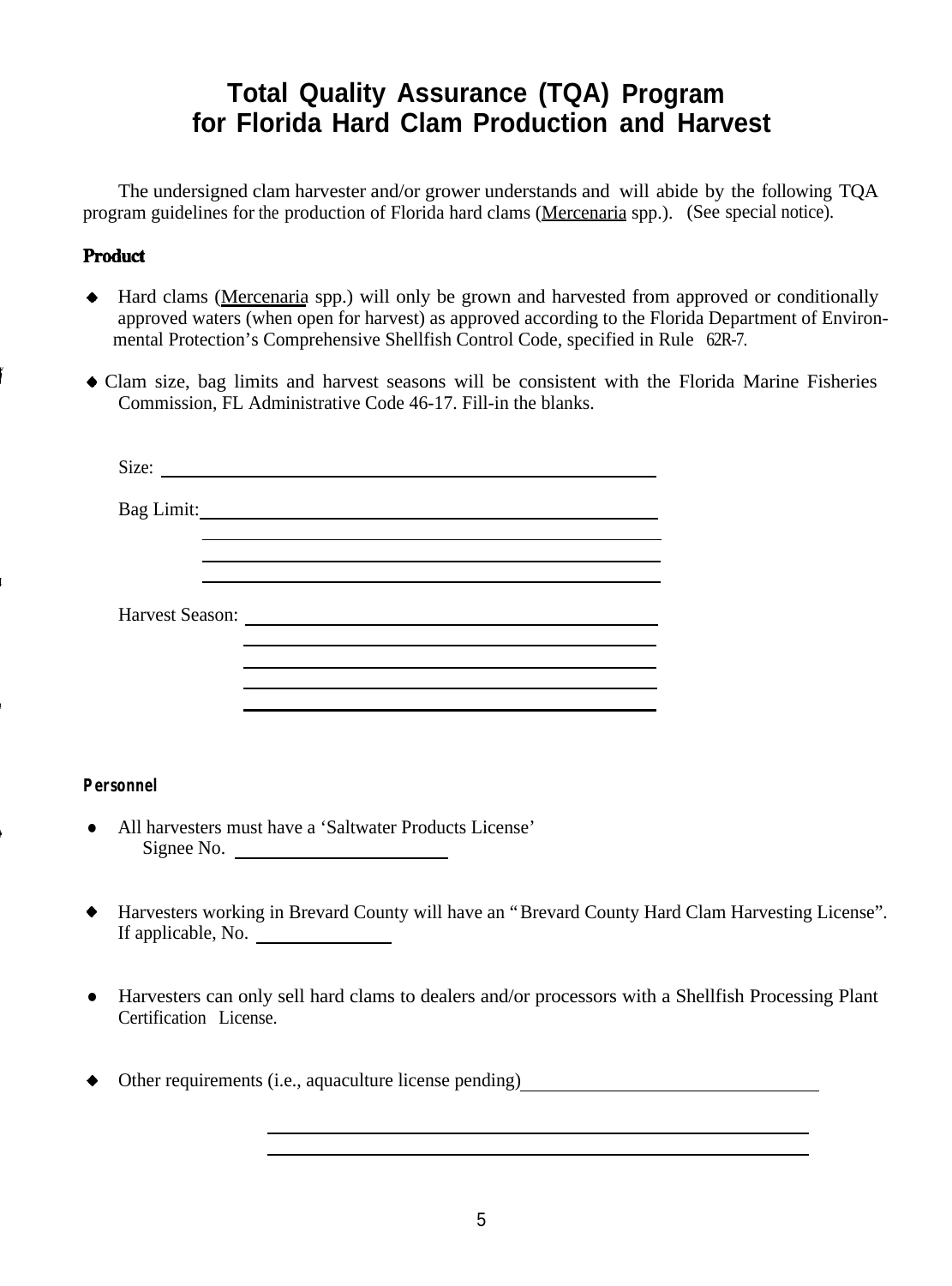# Total Quality Assurance (TQA) Program for Florida Hard Clam Production and Harvest

The undersigned clam harvester and/or grower understands and will abide by the following TQA program guidelines for the production of Florida hard clams (Mercenaria spp.). (See special notice).

## Product

- Hard clams (Mercenaria spp.) will only be grown and harvested from approved or conditionally approved waters (when open for harvest) as approved according to the Florida Department of Environmental Protection's Comprehensive Shellfish Control Code, specified in Rule 62R-7.

- Clam size, bag limits and harvest seasons will be consistent with the Florida Marine Fisheries Commission, FL Administrative Code 46-17. Fill-in the blanks.

  Size: ______________________________

  Bag Limit: ______________________________
  ______________________________
  ______________________________
  ______________________________

  Harvest Season: ______________________________
  ______________________________
  ______________________________
  ______________________________
  ______________________________

## Personnel

- All harvesters must have a 'Saltwater Products License'
  Signee No. ______________

- Harvesters working in Brevard County will have an "Brevard County Hard Clam Harvesting License". If applicable, No. __________

- Harvesters can only sell hard clams to dealers and/or processors with a Shellfish Processing Plant Certification License.

- Other requirements (i.e., aquaculture license pending) ______________________________
  ______________________________
  ______________________________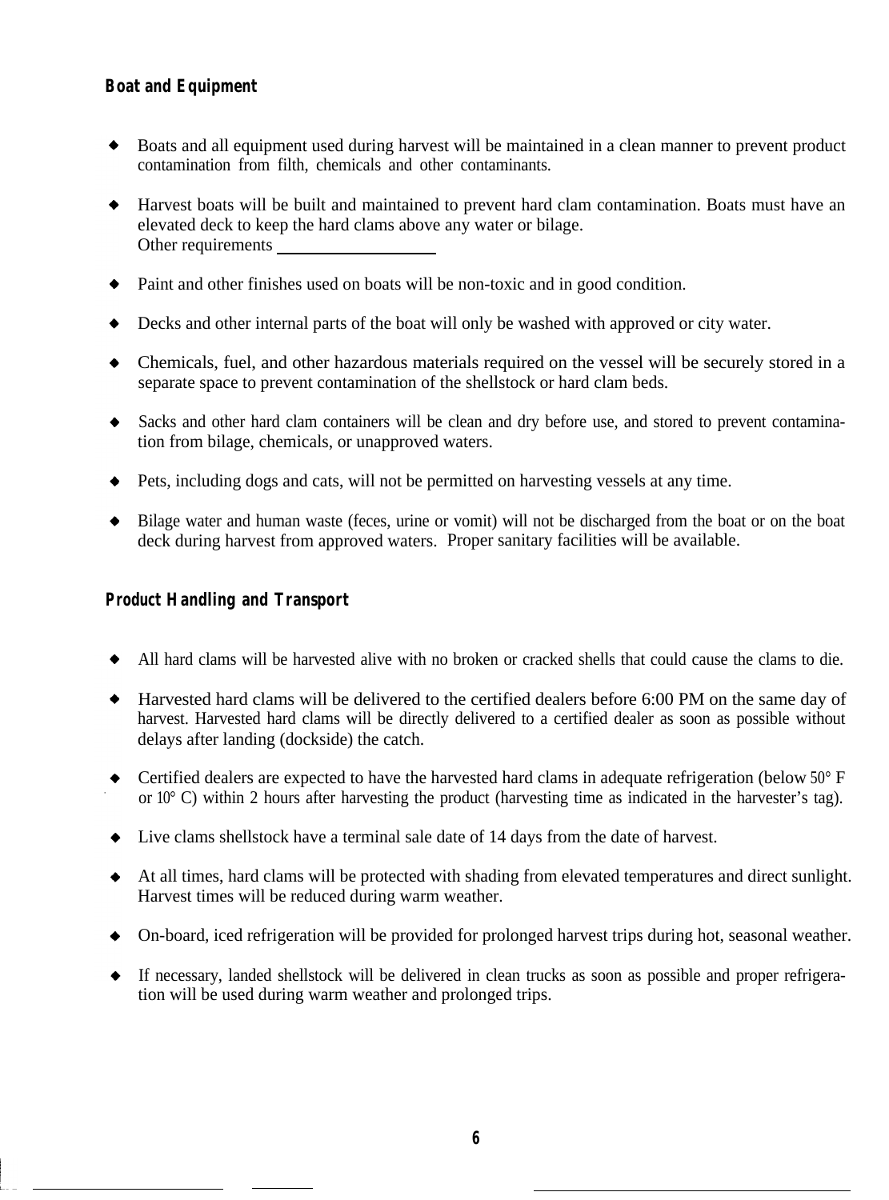**Boat and Equipment**

- Boats and all equipment used during harvest will be maintained in a clean manner to prevent product contamination from filth, chemicals and other contaminants.
- Harvest boats will be built and maintained to prevent hard clam contamination. Boats must have an elevated deck to keep the hard clams above any water or bilage.
  Other requirements ___________________
- Paint and other finishes used on boats will be non-toxic and in good condition.
- Decks and other internal parts of the boat will only be washed with approved or city water.
- Chemicals, fuel, and other hazardous materials required on the vessel will be securely stored in a separate space to prevent contamination of the shellstock or hard clam beds.
- Sacks and other hard clam containers will be clean and dry before use, and stored to prevent contamination from bilage, chemicals, or unapproved waters.
- Pets, including dogs and cats, will not be permitted on harvesting vessels at any time.
- Bilage water and human waste (feces, urine or vomit) will not be discharged from the boat or on the boat deck during harvest from approved waters. Proper sanitary facilities will be available.

**Product Handling and Transport**

- All hard clams will be harvested alive with no broken or cracked shells that could cause the clams to die.
- Harvested hard clams will be delivered to the certified dealers before 6:00 PM on the same day of harvest. Harvested hard clams will be directly delivered to a certified dealer as soon as possible without delays after landing (dockside) the catch.
- Certified dealers are expected to have the harvested hard clams in adequate refrigeration (below 50° F or 10° C) within 2 hours after harvesting the product (harvesting time as indicated in the harvester's tag).
- Live clams shellstock have a terminal sale date of 14 days from the date of harvest.
- At all times, hard clams will be protected with shading from elevated temperatures and direct sunlight. Harvest times will be reduced during warm weather.
- On-board, iced refrigeration will be provided for prolonged harvest trips during hot, seasonal weather.
- If necessary, landed shellstock will be delivered in clean trucks as soon as possible and proper refrigeration will be used during warm weather and prolonged trips.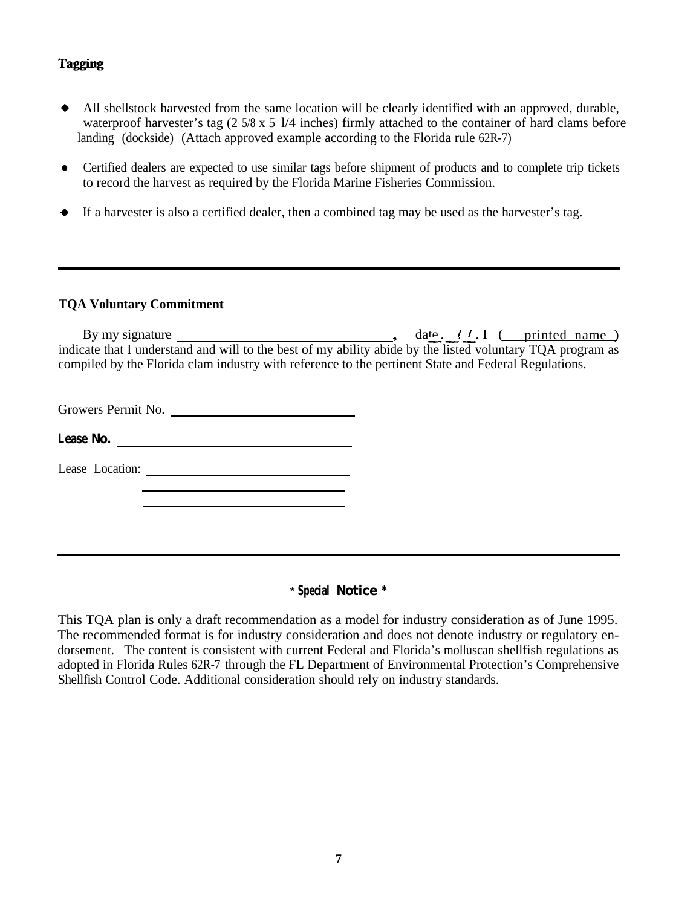## Tagging

- All shellstock harvested from the same location will be clearly identified with an approved, durable, waterproof harvester's tag (2 5/8 x 5 1/4 inches) firmly attached to the container of hard clams before landing (dockside) (Attach approved example according to the Florida rule 62R-7)
- Certified dealers are expected to use similar tags before shipment of products and to complete trip tickets to record the harvest as required by the Florida Marine Fisheries Commission.
- If a harvester is also a certified dealer, then a combined tag may be used as the harvester's tag.

---

### TQA Voluntary Commitment

By my signature ______________________________, date __/__/__. I (___printed name___) indicate that I understand and will to the best of my ability abide by the listed voluntary TQA program as compiled by the Florida clam industry with reference to the pertinent State and Federal Regulations.

Growers Permit No. ______________________________

**Lease No.** ______________________________

Lease Location: ______________________________
______________________________
______________________________

---

**\* Special Notice \***

This TQA plan is only a draft recommendation as a model for industry consideration as of June 1995. The recommended format is for industry consideration and does not denote industry or regulatory endorsement. The content is consistent with current Federal and Florida's molluscan shellfish regulations as adopted in Florida Rules 62R-7 through the FL Department of Environmental Protection's Comprehensive Shellfish Control Code. Additional consideration should rely on industry standards.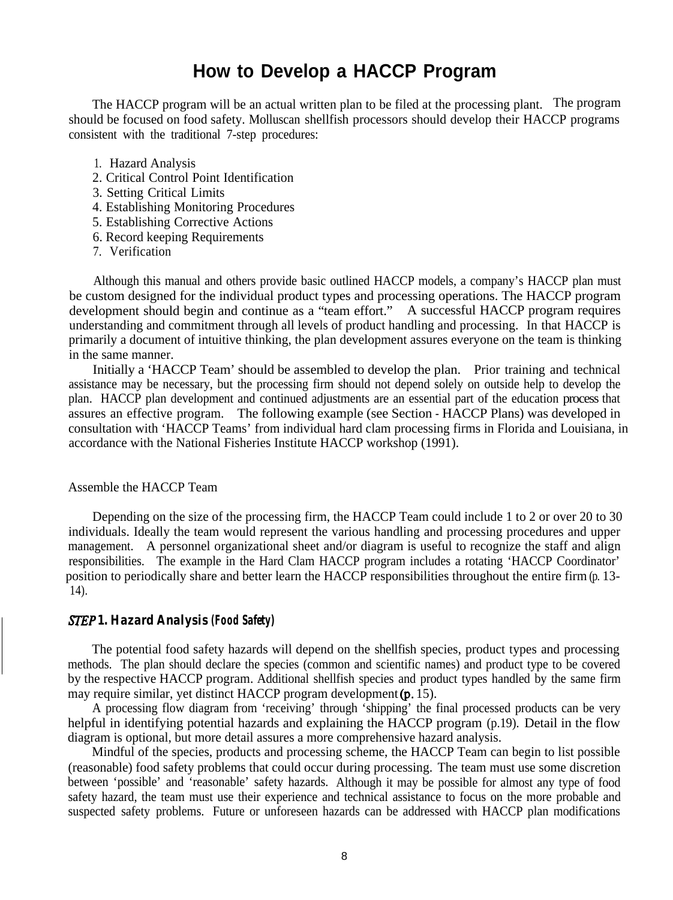# How to Develop a HACCP Program

The HACCP program will be an actual written plan to be filed at the processing plant. The program should be focused on food safety. Molluscan shellfish processors should develop their HACCP programs consistent with the traditional 7-step procedures:

1. Hazard Analysis
2. Critical Control Point Identification
3. Setting Critical Limits
4. Establishing Monitoring Procedures
5. Establishing Corrective Actions
6. Record keeping Requirements
7. Verification

Although this manual and others provide basic outlined HACCP models, a company's HACCP plan must be custom designed for the individual product types and processing operations. The HACCP program development should begin and continue as a "team effort." A successful HACCP program requires understanding and commitment through all levels of product handling and processing. In that HACCP is primarily a document of intuitive thinking, the plan development assures everyone on the team is thinking in the same manner.

Initially a 'HACCP Team' should be assembled to develop the plan. Prior training and technical assistance may be necessary, but the processing firm should not depend solely on outside help to develop the plan. HACCP plan development and continued adjustments are an essential part of the education process that assures an effective program. The following example (see Section - HACCP Plans) was developed in consultation with 'HACCP Teams' from individual hard clam processing firms in Florida and Louisiana, in accordance with the National Fisheries Institute HACCP workshop (1991).

Assemble the HACCP Team

Depending on the size of the processing firm, the HACCP Team could include 1 to 2 or over 20 to 30 individuals. Ideally the team would represent the various handling and processing procedures and upper management. A personnel organizational sheet and/or diagram is useful to recognize the staff and align responsibilities. The example in the Hard Clam HACCP program includes a rotating 'HACCP Coordinator' position to periodically share and better learn the HACCP responsibilities throughout the entire firm (p. 13-14).

### *STEP* 1. Hazard Analysis (Food Safety)

The potential food safety hazards will depend on the shellfish species, product types and processing methods. The plan should declare the species (common and scientific names) and product type to be covered by the respective HACCP program. Additional shellfish species and product types handled by the same firm may require similar, yet distinct HACCP program development (p. 15).

A processing flow diagram from 'receiving' through 'shipping' the final processed products can be very helpful in identifying potential hazards and explaining the HACCP program (p.19). Detail in the flow diagram is optional, but more detail assures a more comprehensive hazard analysis.

Mindful of the species, products and processing scheme, the HACCP Team can begin to list possible (reasonable) food safety problems that could occur during processing. The team must use some discretion between 'possible' and 'reasonable' safety hazards. Although it may be possible for almost any type of food safety hazard, the team must use their experience and technical assistance to focus on the more probable and suspected safety problems. Future or unforeseen hazards can be addressed with HACCP plan modifications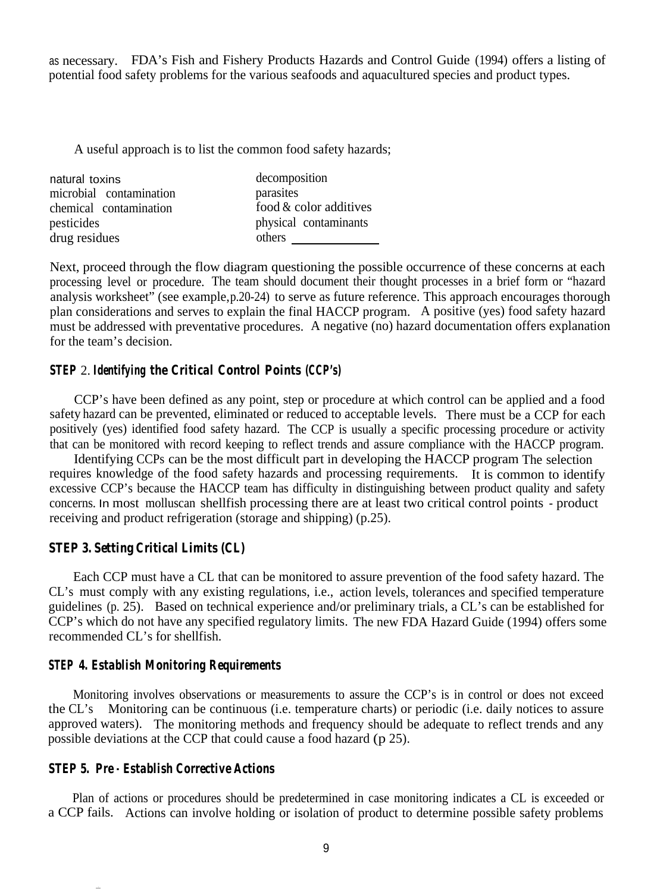as necessary. FDA's Fish and Fishery Products Hazards and Control Guide (1994) offers a listing of potential food safety problems for the various seafoods and aquacultured species and product types.

A useful approach is to list the common food safety hazards;

| | |
|---|---|
| natural toxins | decomposition |
| microbial contamination | parasites |
| chemical contamination | food & color additives |
| pesticides | physical contaminants |
| drug residues | others ____________ |

Next, proceed through the flow diagram questioning the possible occurrence of these concerns at each processing level or procedure. The team should document their thought processes in a brief form or "hazard analysis worksheet" (see example,p.20-24) to serve as future reference. This approach encourages thorough plan considerations and serves to explain the final HACCP program. A positive (yes) food safety hazard must be addressed with preventative procedures. A negative (no) hazard documentation offers explanation for the team's decision.

### STEP 2. Identifying the Critical Control Points (CCP's)

CCP's have been defined as any point, step or procedure at which control can be applied and a food safety hazard can be prevented, eliminated or reduced to acceptable levels. There must be a CCP for each positively (yes) identified food safety hazard. The CCP is usually a specific processing procedure or activity that can be monitored with record keeping to reflect trends and assure compliance with the HACCP program.

Identifying CCPs can be the most difficult part in developing the HACCP program The selection requires knowledge of the food safety hazards and processing requirements. It is common to identify excessive CCP's because the HACCP team has difficulty in distinguishing between product quality and safety concerns. In most molluscan shellfish processing there are at least two critical control points - product receiving and product refrigeration (storage and shipping) (p.25).

### STEP 3. Setting Critical Limits (CL)

Each CCP must have a CL that can be monitored to assure prevention of the food safety hazard. The CL's must comply with any existing regulations, i.e., action levels, tolerances and specified temperature guidelines (p. 25). Based on technical experience and/or preliminary trials, a CL's can be established for CCP's which do not have any specified regulatory limits. The new FDA Hazard Guide (1994) offers some recommended CL's for shellfish.

### STEP 4. Establish Monitoring Requirements

Monitoring involves observations or measurements to assure the CCP's is in control or does not exceed the CL's Monitoring can be continuous (i.e. temperature charts) or periodic (i.e. daily notices to assure approved waters). The monitoring methods and frequency should be adequate to reflect trends and any possible deviations at the CCP that could cause a food hazard (p 25).

### STEP 5. Pre - Establish Corrective Actions

Plan of actions or procedures should be predetermined in case monitoring indicates a CL is exceeded or a CCP fails. Actions can involve holding or isolation of product to determine possible safety problems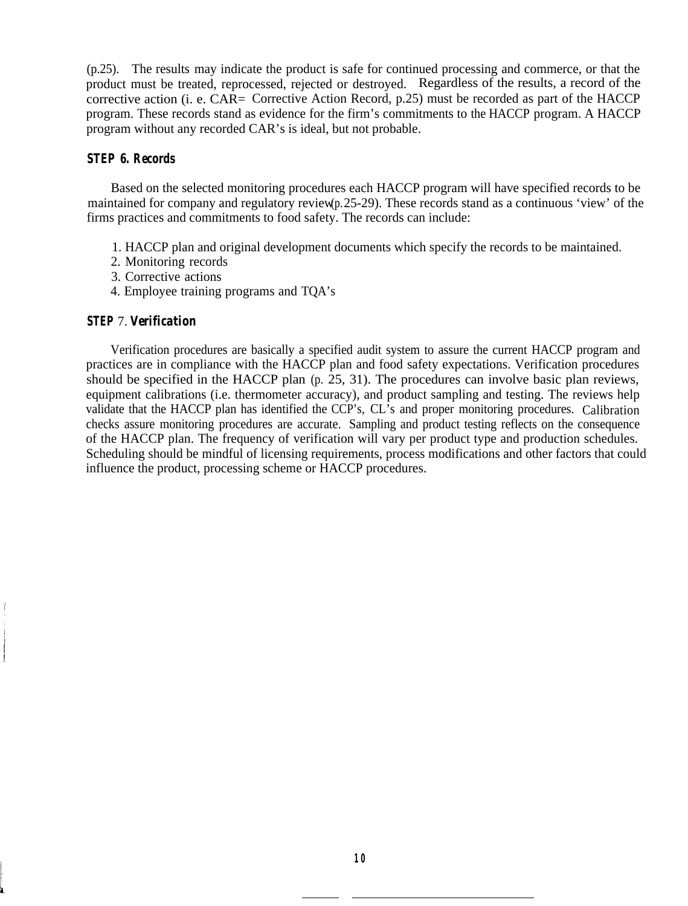(p.25). The results may indicate the product is safe for continued processing and commerce, or that the product must be treated, reprocessed, rejected or destroyed. Regardless of the results, a record of the corrective action (i. e. CAR= Corrective Action Record, p.25) must be recorded as part of the HACCP program. These records stand as evidence for the firm's commitments to the HACCP program. A HACCP program without any recorded CAR's is ideal, but not probable.

### STEP 6. Records

Based on the selected monitoring procedures each HACCP program will have specified records to be maintained for company and regulatory review(p.25-29). These records stand as a continuous 'view' of the firms practices and commitments to food safety. The records can include:

1. HACCP plan and original development documents which specify the records to be maintained.
2. Monitoring records
3. Corrective actions
4. Employee training programs and TQA's

### STEP 7. Verification

Verification procedures are basically a specified audit system to assure the current HACCP program and practices are in compliance with the HACCP plan and food safety expectations. Verification procedures should be specified in the HACCP plan (p. 25, 31). The procedures can involve basic plan reviews, equipment calibrations (i.e. thermometer accuracy), and product sampling and testing. The reviews help validate that the HACCP plan has identified the CCP's, CL's and proper monitoring procedures. Calibration checks assure monitoring procedures are accurate. Sampling and product testing reflects on the consequence of the HACCP plan. The frequency of verification will vary per product type and production schedules. Scheduling should be mindful of licensing requirements, process modifications and other factors that could influence the product, processing scheme or HACCP procedures.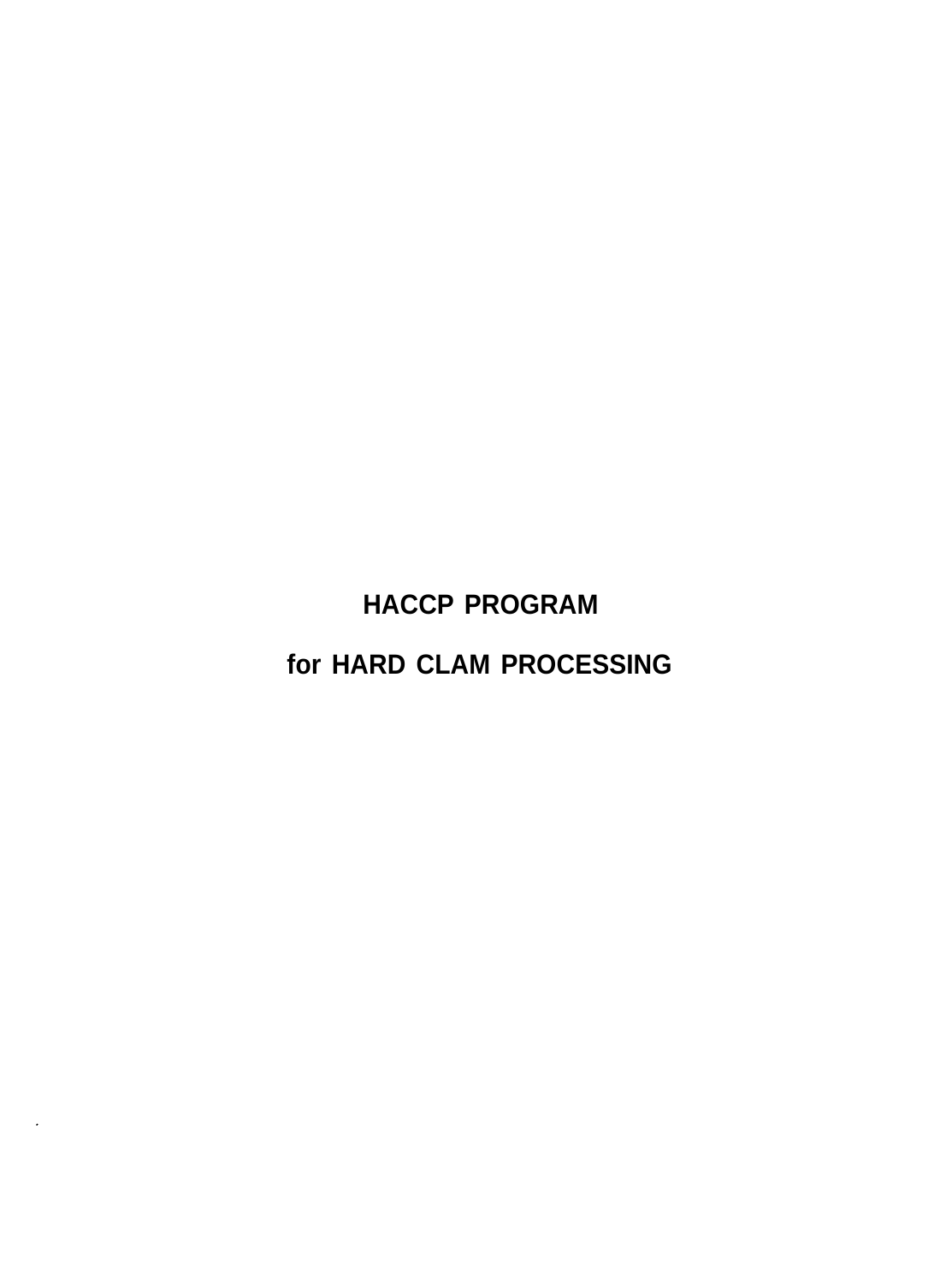# HACCP PROGRAM

# for HARD CLAM PROCESSING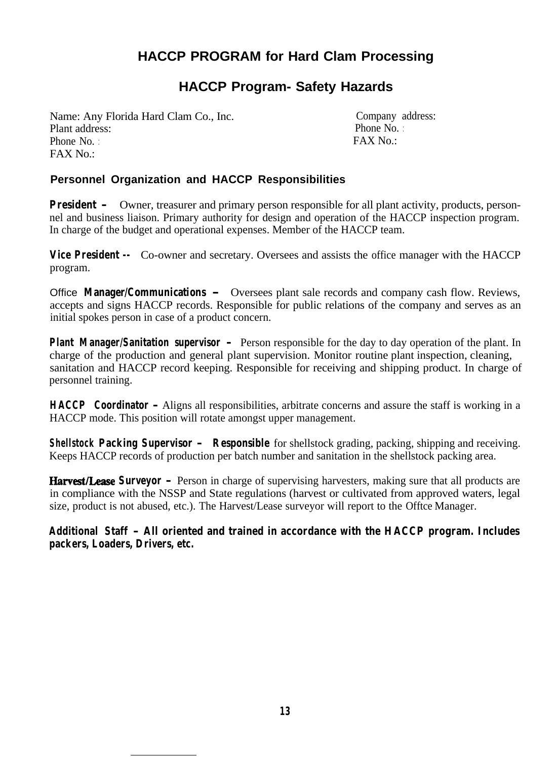# HACCP PROGRAM for Hard Clam Processing

## HACCP Program- Safety Hazards

Name: Any Florida Hard Clam Co., Inc.
Plant address:
Phone No. :
FAX No.:

Company address:
Phone No. :
FAX No.:

### Personnel Organization and HACCP Responsibilities

**President –** Owner, treasurer and primary person responsible for all plant activity, products, personnel and business liaison. Primary authority for design and operation of the HACCP inspection program. In charge of the budget and operational expenses. Member of the HACCP team.

**Vice President --** Co-owner and secretary. Oversees and assists the office manager with the HACCP program.

**Office Manager/Communications –** Oversees plant sale records and company cash flow. Reviews, accepts and signs HACCP records. Responsible for public relations of the company and serves as an initial spokes person in case of a product concern.

**Plant Manager/Sanitation supervisor –** Person responsible for the day to day operation of the plant. In charge of the production and general plant supervision. Monitor routine plant inspection, cleaning, sanitation and HACCP record keeping. Responsible for receiving and shipping product. In charge of personnel training.

**HACCP Coordinator –** Aligns all responsibilities, arbitrate concerns and assure the staff is working in a HACCP mode. This position will rotate amongst upper management.

**Shellstock Packing Supervisor – Responsible** for shellstock grading, packing, shipping and receiving. Keeps HACCP records of production per batch number and sanitation in the shellstock packing area.

**Harvest/Lease Surveyor –** Person in charge of supervising harvesters, making sure that all products are in compliance with the NSSP and State regulations (harvest or cultivated from approved waters, legal size, product is not abused, etc.). The Harvest/Lease surveyor will report to the Offtce Manager.

**Additional Staff – All oriented and trained in accordance with the HACCP program. Includes packers, Loaders, Drivers, etc.**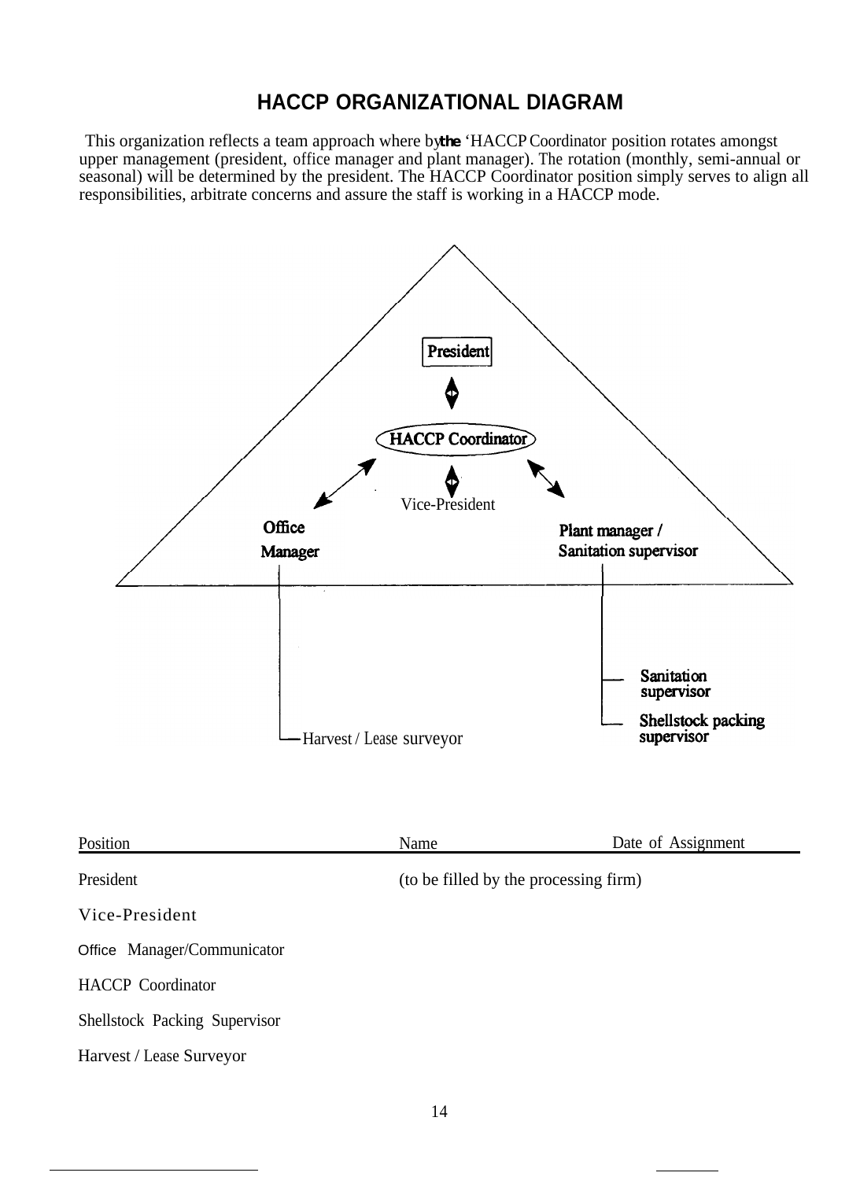# HACCP ORGANIZATIONAL DIAGRAM

This organization reflects a team approach where by the 'HACCP Coordinator position rotates amongst upper management (president, office manager and plant manager). The rotation (monthly, semi-annual or seasonal) will be determined by the president. The HACCP Coordinator position simply serves to align all responsibilities, arbitrate concerns and assure the staff is working in a HACCP mode.

**President**

**HACCP Coordinator**

Vice-President

**Office Manager**

**Plant manager / Sanitation supervisor**

**Sanitation supervisor**

**Shellstock packing supervisor**

Harvest / Lease surveyor

| Position | Name | Date of Assignment |
|---|---|---|
| President | (to be filled by the processing firm) | |
| Vice-President | | |
| Office Manager/Communicator | | |
| HACCP Coordinator | | |
| Shellstock Packing Supervisor | | |
| Harvest / Lease Surveyor | | |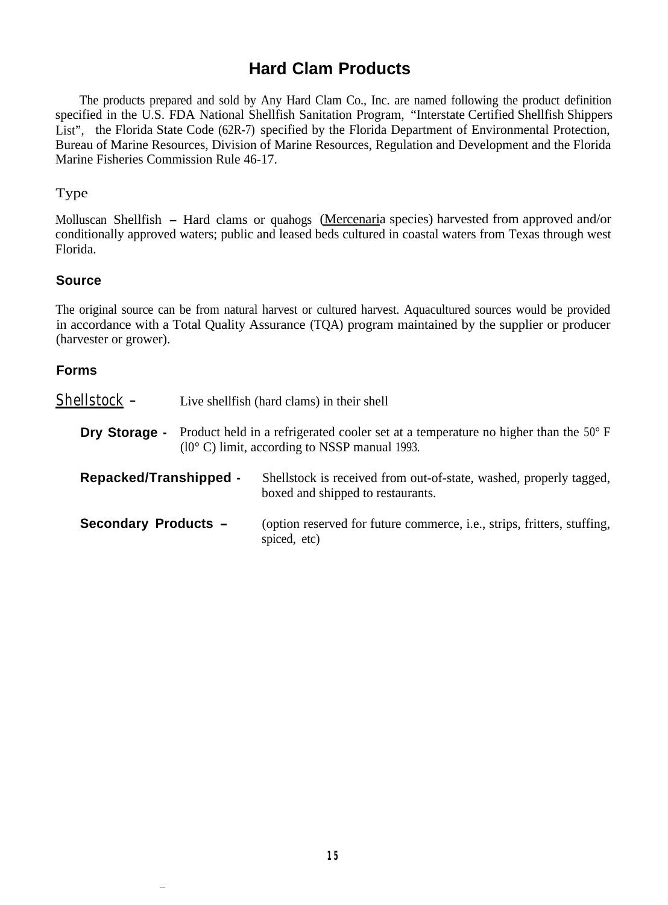# Hard Clam Products

The products prepared and sold by Any Hard Clam Co., Inc. are named following the product definition specified in the U.S. FDA National Shellfish Sanitation Program, "Interstate Certified Shellfish Shippers List", the Florida State Code (62R-7) specified by the Florida Department of Environmental Protection, Bureau of Marine Resources, Division of Marine Resources, Regulation and Development and the Florida Marine Fisheries Commission Rule 46-17.

## Type

Molluscan Shellfish – Hard clams or quahogs (Mercenaria species) harvested from approved and/or conditionally approved waters; public and leased beds cultured in coastal waters from Texas through west Florida.

## Source

The original source can be from natural harvest or cultured harvest. Aquacultured sources would be provided in accordance with a Total Quality Assurance (TQA) program maintained by the supplier or producer (harvester or grower).

## Forms

Shellstock – Live shellfish (hard clams) in their shell

**Dry Storage -** Product held in a refrigerated cooler set at a temperature no higher than the 50° F (10° C) limit, according to NSSP manual 1993.

**Repacked/Transhipped -** Shellstock is received from out-of-state, washed, properly tagged, boxed and shipped to restaurants.

**Secondary Products –** (option reserved for future commerce, i.e., strips, fritters, stuffing, spiced, etc)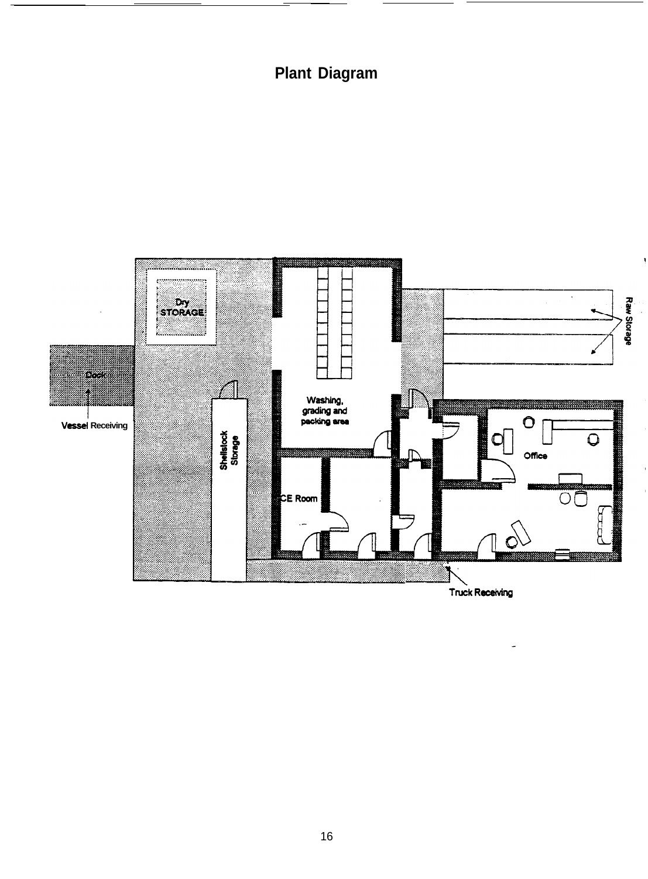# Plant Diagram

Dry STORAGE

Dock

Vessel Receiving

Shellstock Storage

Washing, grading and packing area

ICE Room

Raw Storage

Office

Truck Receiving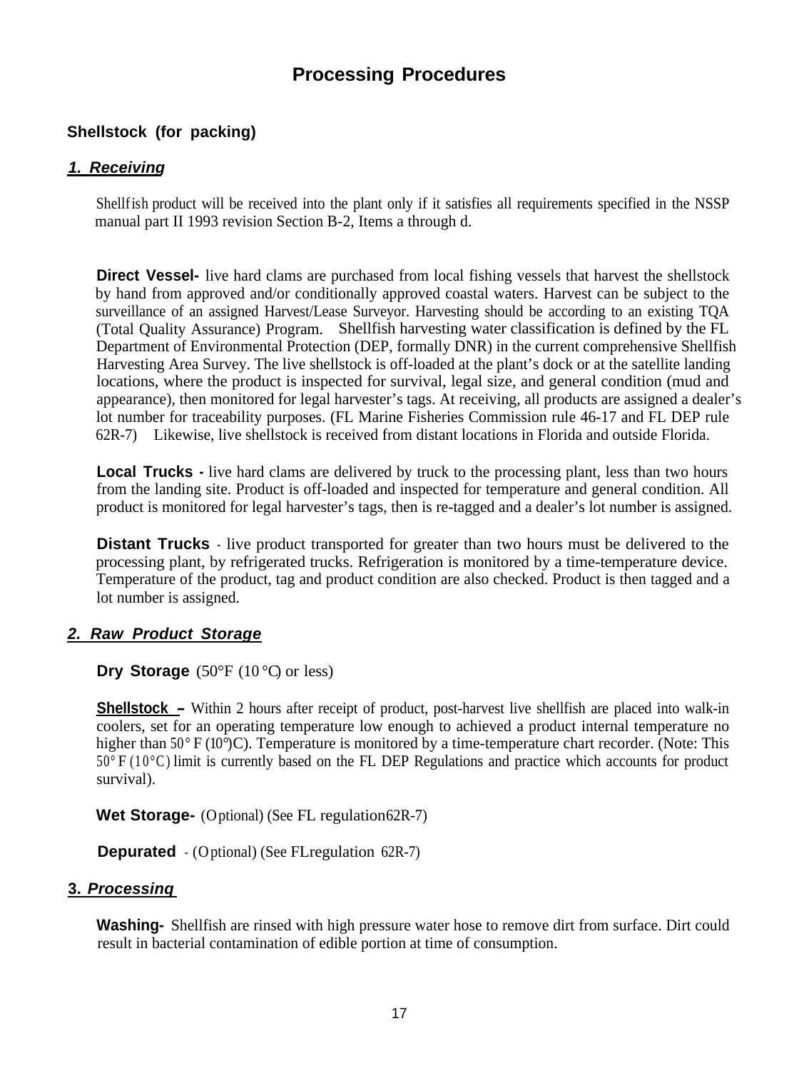# Processing Procedures

## Shellstock (for packing)

### *1. Receiving*

Shellfish product will be received into the plant only if it satisfies all requirements specified in the NSSP manual part II 1993 revision Section B-2, Items a through d.

**Direct Vessel-** live hard clams are purchased from local fishing vessels that harvest the shellstock by hand from approved and/or conditionally approved coastal waters. Harvest can be subject to the surveillance of an assigned Harvest/Lease Surveyor. Harvesting should be according to an existing TQA (Total Quality Assurance) Program. Shellfish harvesting water classification is defined by the FL Department of Environmental Protection (DEP, formally DNR) in the current comprehensive Shellfish Harvesting Area Survey. The live shellstock is off-loaded at the plant's dock or at the satellite landing locations, where the product is inspected for survival, legal size, and general condition (mud and appearance), then monitored for legal harvester's tags. At receiving, all products are assigned a dealer's lot number for traceability purposes. (FL Marine Fisheries Commission rule 46-17 and FL DEP rule 62R-7) Likewise, live shellstock is received from distant locations in Florida and outside Florida.

**Local Trucks -** live hard clams are delivered by truck to the processing plant, less than two hours from the landing site. Product is off-loaded and inspected for temperature and general condition. All product is monitored for legal harvester's tags, then is re-tagged and a dealer's lot number is assigned.

**Distant Trucks** - live product transported for greater than two hours must be delivered to the processing plant, by refrigerated trucks. Refrigeration is monitored by a time-temperature device. Temperature of the product, tag and product condition are also checked. Product is then tagged and a lot number is assigned.

### *2. Raw Product Storage*

**Dry Storage** (50°F (10 °C) or less)

**Shellstock –** Within 2 hours after receipt of product, post-harvest live shellfish are placed into walk-in coolers, set for an operating temperature low enough to achieved a product internal temperature no higher than 50° F (10°)C). Temperature is monitored by a time-temperature chart recorder. (Note: This 50° F (10°C) limit is currently based on the FL DEP Regulations and practice which accounts for product survival).

**Wet Storage-** (Optional) (See FL regulation62R-7)

**Depurated** - (Optional) (See FLregulation 62R-7)

### 3. *Processing*

**Washing-** Shellfish are rinsed with high pressure water hose to remove dirt from surface. Dirt could result in bacterial contamination of edible portion at time of consumption.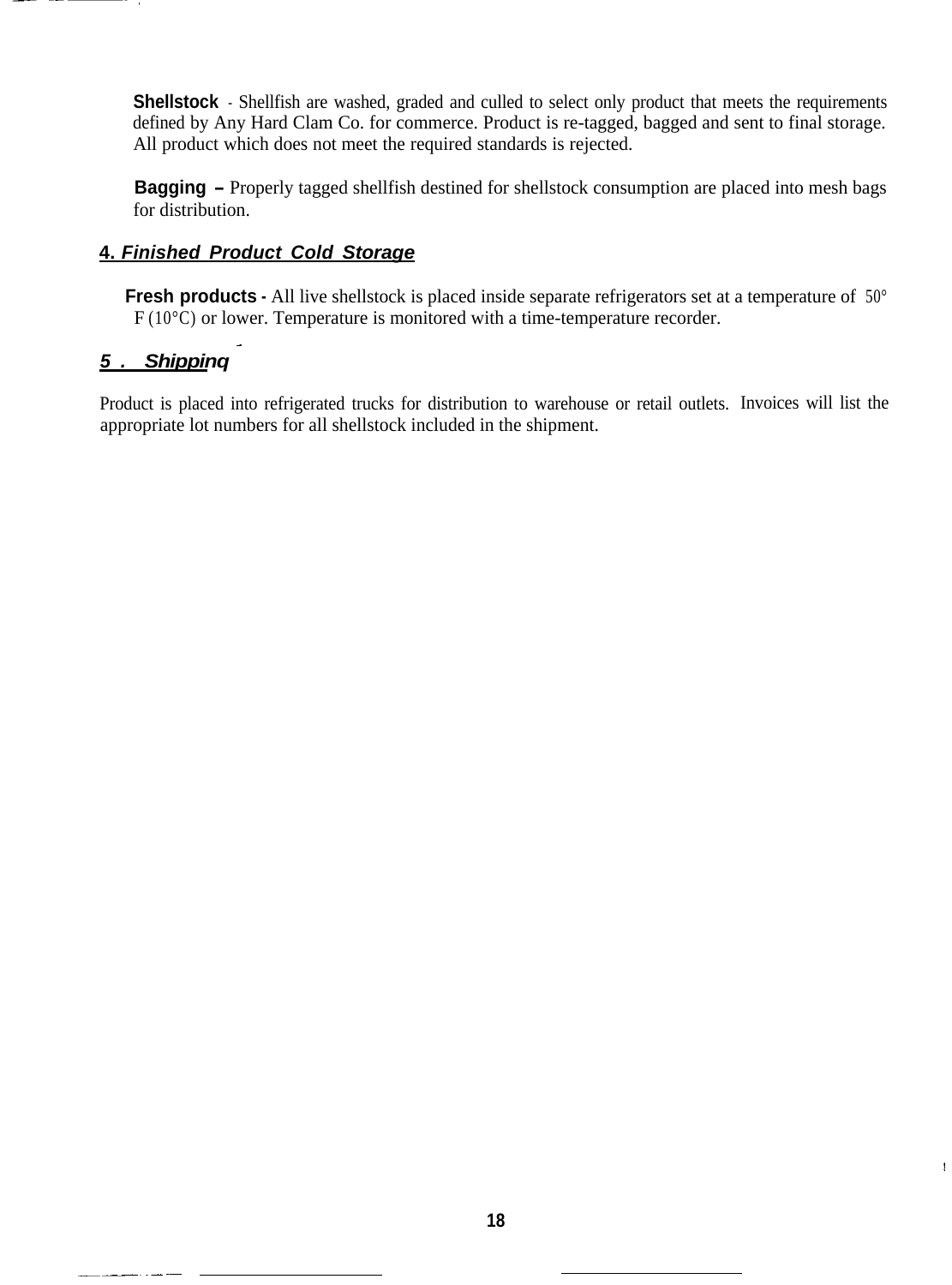**Shellstock** - Shellfish are washed, graded and culled to select only product that meets the requirements defined by Any Hard Clam Co. for commerce. Product is re-tagged, bagged and sent to final storage. All product which does not meet the required standards is rejected.

**Bagging** – Properly tagged shellfish destined for shellstock consumption are placed into mesh bags for distribution.

### 4. *Finished Product Cold Storage*

**Fresh products** - All live shellstock is placed inside separate refrigerators set at a temperature of 50° F (10°C) or lower. Temperature is monitored with a time-temperature recorder.

### 5. *Shipping*

Product is placed into refrigerated trucks for distribution to warehouse or retail outlets. Invoices will list the appropriate lot numbers for all shellstock included in the shipment.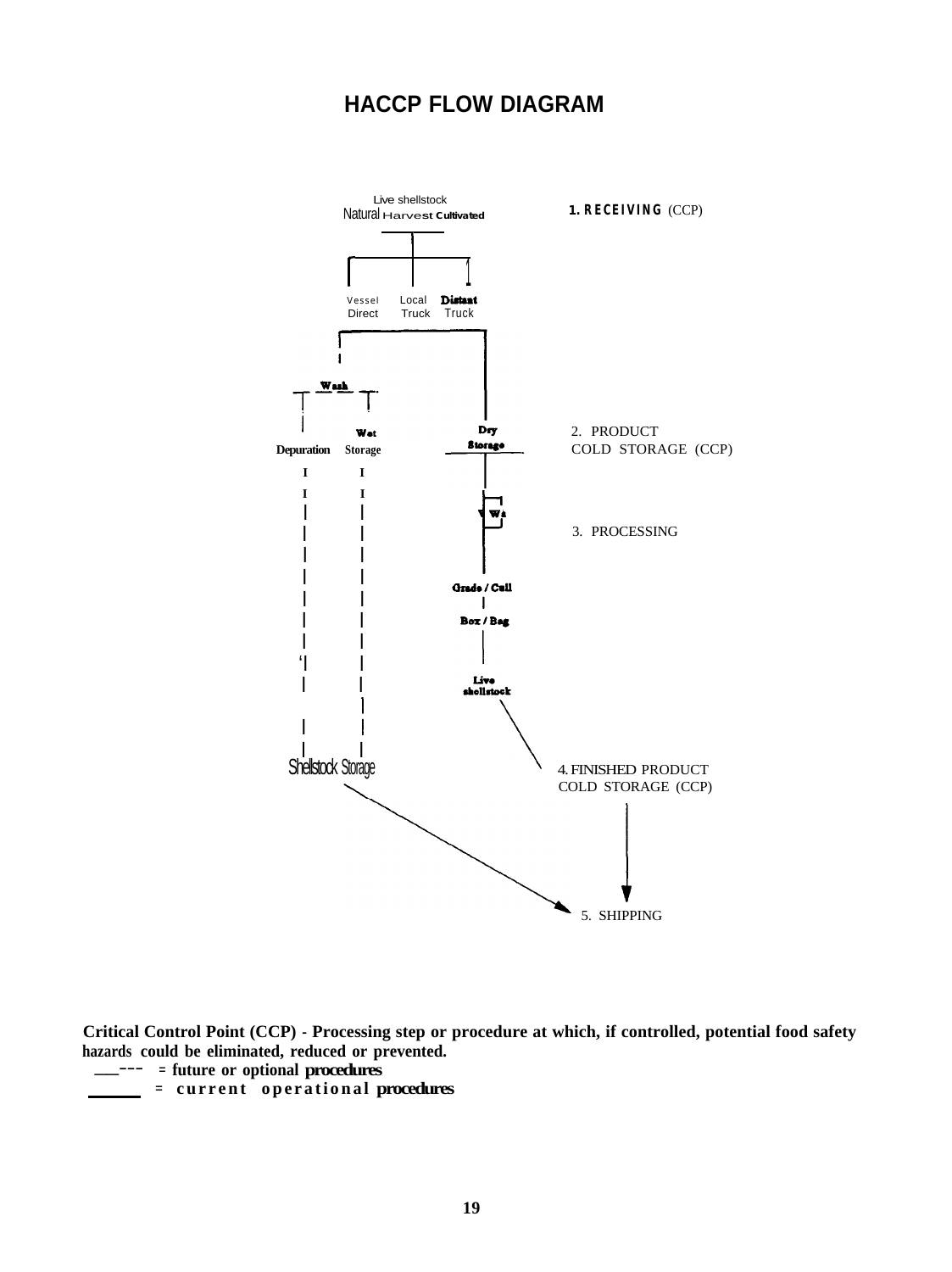# HACCP FLOW DIAGRAM

Live shellstock
Natural Harvest Cultivated

**1. RECEIVING** (CCP)

Vessel Direct | Local Truck | Distant Truck

Wash

Depuration | Wet Storage | Dry Storage

2. PRODUCT COLD STORAGE (CCP)

Wa

3. PROCESSING

Grade / Cull

Box / Bag

Live shellstock

Shellstock Storage

4. FINISHED PRODUCT COLD STORAGE (CCP)

5. SHIPPING

**Critical Control Point (CCP) - Processing step or procedure at which, if controlled, potential food safety hazards could be eliminated, reduced or prevented.**

**- - - = future or optional procedures**

**——— = current operational procedures**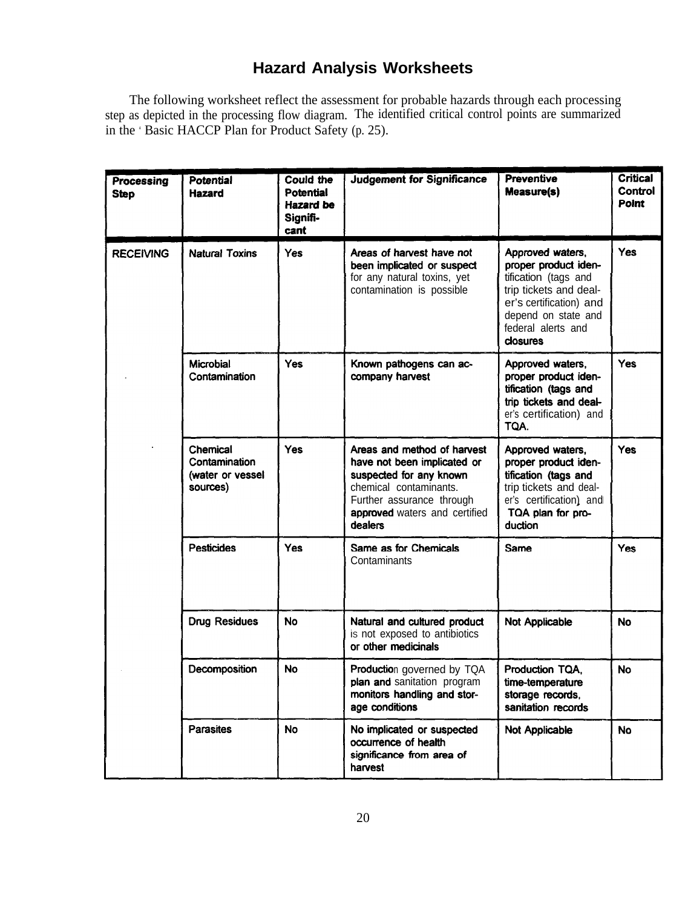## Hazard Analysis Worksheets

The following worksheet reflect the assessment for probable hazards through each processing step as depicted in the processing flow diagram. The identified critical control points are summarized in the ' Basic HACCP Plan for Product Safety (p. 25).

| Processing Step | Potential Hazard | Could the Potential Hazard be Significant | Judgement for Significance | Preventive Measure(s) | Critical Control Point |
|---|---|---|---|---|---|
| RECEIVING | Natural Toxins | Yes | Areas of harvest have not been implicated or suspect for any natural toxins, yet contamination is possible | Approved waters, proper product identification (tags and trip tickets and dealer's certification) and depend on state and federal alerts and closures | Yes |
| | Microbial Contamination | Yes | Known pathogens can accompany harvest | Approved waters, proper product identification (tags and trip tickets and dealer's certification) and TQA. | Yes |
| | Chemical Contamination (water or vessel sources) | Yes | Areas and method of harvest have not been implicated or suspected for any known chemical contaminants. Further assurance through approved waters and certified dealers | Approved waters, proper product identification (tags and trip tickets and dealer's certification) and TQA plan for production | Yes |
| | Pesticides | Yes | Same as for Chemicals Contaminants | Same | Yes |
| | Drug Residues | No | Natural and cultured product is not exposed to antibiotics or other medicinals | Not Applicable | No |
| | Decomposition | No | Production governed by TQA plan and sanitation program monitors handling and storage conditions | Production TQA, time-temperature storage records, sanitation records | No |
| | Parasites | No | No implicated or suspected occurrence of health significance from area of harvest | Not Applicable | No |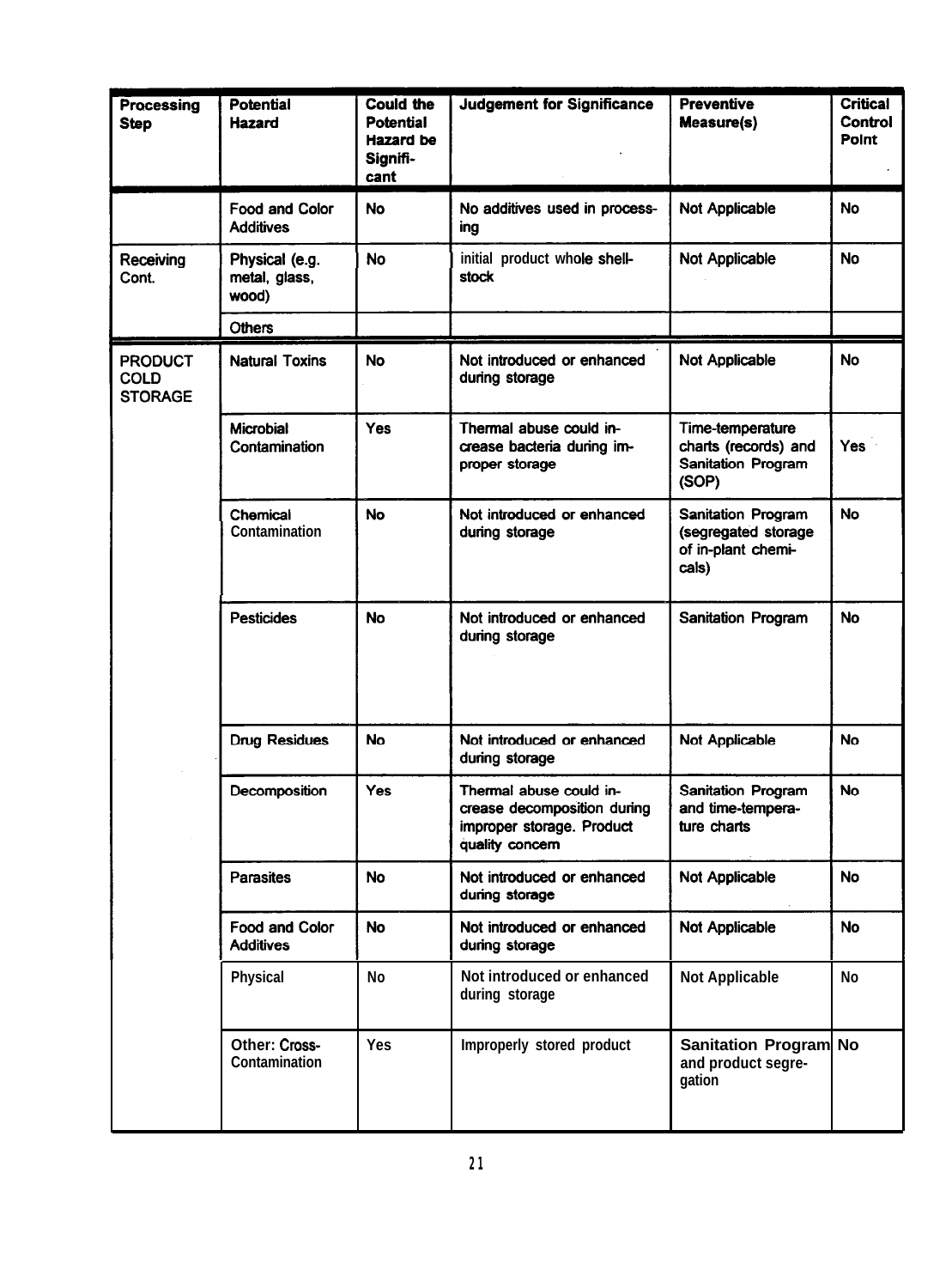| Processing Step | Potential Hazard | Could the Potential Hazard be Significant | Judgement for Significance | Preventive Measure(s) | Critical Control Point |
|---|---|---|---|---|---|
| | Food and Color Additives | No | No additives used in processing | Not Applicable | No |
| Receiving Cont. | Physical (e.g. metal, glass, wood) | No | initial product whole shellstock | Not Applicable | No |
| | Others | | | | |
| PRODUCT COLD STORAGE | Natural Toxins | No | Not introduced or enhanced during storage | Not Applicable | No |
| | Microbial Contamination | Yes | Thermal abuse could increase bacteria during improper storage | Time-temperature charts (records) and Sanitation Program (SOP) | Yes |
| | Chemical Contamination | No | Not introduced or enhanced during storage | Sanitation Program (segregated storage of in-plant chemicals) | No |
| | Pesticides | No | Not introduced or enhanced during storage | Sanitation Program | No |
| | Drug Residues | No | Not introduced or enhanced during storage | Not Applicable | No |
| | Decomposition | Yes | Thermal abuse could increase decomposition during improper storage. Product quality concern | Sanitation Program and time-temperature charts | No |
| | Parasites | No | Not introduced or enhanced during storage | Not Applicable | No |
| | Food and Color Additives | No | Not introduced or enhanced during storage | Not Applicable | No |
| | Physical | No | Not introduced or enhanced during storage | Not Applicable | No |
| | Other: Cross-Contamination | Yes | Improperly stored product | Sanitation Program and product segregation | No |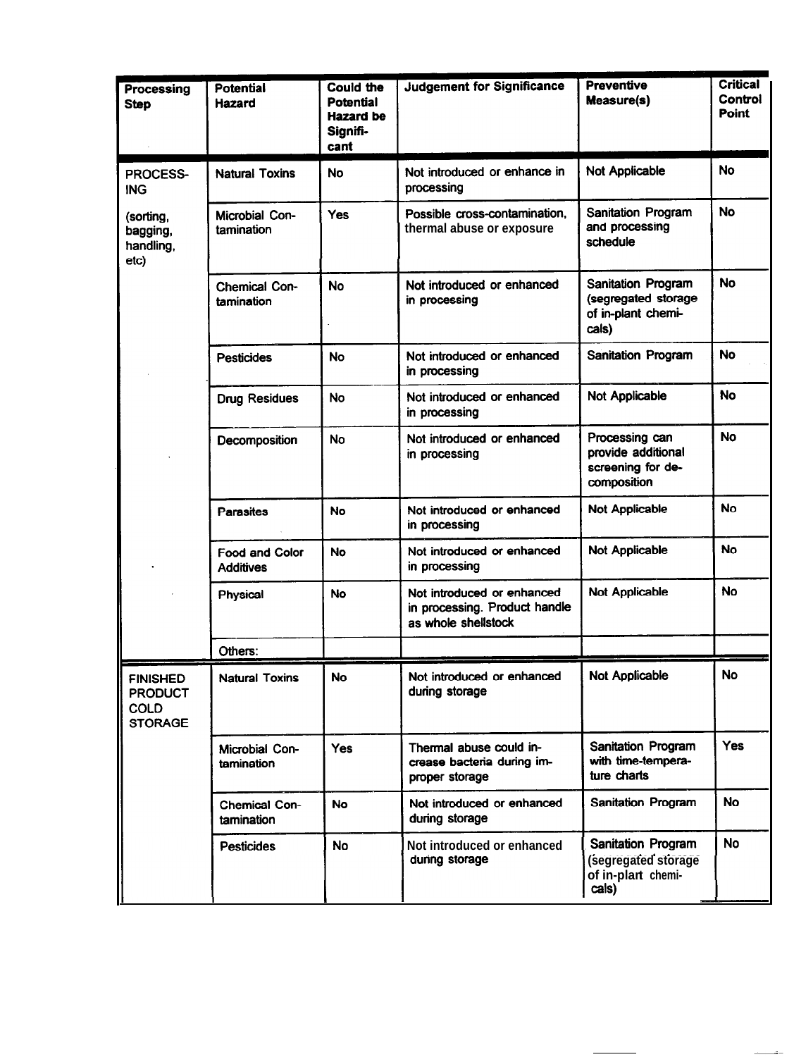| Processing Step | Potential Hazard | Could the Potential Hazard be Significant | Judgement for Significance | Preventive Measure(s) | Critical Control Point |
|---|---|---|---|---|---|
| PROCESSING (sorting, bagging, handling, etc) | Natural Toxins | No | Not introduced or enhance in processing | Not Applicable | No |
| | Microbial Contamination | Yes | Possible cross-contamination, thermal abuse or exposure | Sanitation Program and processing schedule | No |
| | Chemical Contamination | No | Not introduced or enhanced in processing | Sanitation Program (segregated storage of in-plant chemicals) | No |
| | Pesticides | No | Not introduced or enhanced in processing | Sanitation Program | No |
| | Drug Residues | No | Not introduced or enhanced in processing | Not Applicable | No |
| | Decomposition | No | Not introduced or enhanced in processing | Processing can provide additional screening for decomposition | No |
| | Parasites | No | Not introduced or enhanced in processing | Not Applicable | No |
| | Food and Color Additives | No | Not introduced or enhanced in processing | Not Applicable | No |
| | Physical | No | Not introduced or enhanced in processing. Product handle as whole shellstock | Not Applicable | No |
| | Others: | | | | |
| FINISHED PRODUCT COLD STORAGE | Natural Toxins | No | Not introduced or enhanced during storage | Not Applicable | No |
| | Microbial Contamination | Yes | Thermal abuse could increase bacteria during improper storage | Sanitation Program with time-temperature charts | Yes |
| | Chemical Contamination | No | Not introduced or enhanced during storage | Sanitation Program | No |
| | Pesticides | No | Not introduced or enhanced during storage | Sanitation Program (segregated storage of in-plart chemicals) | No |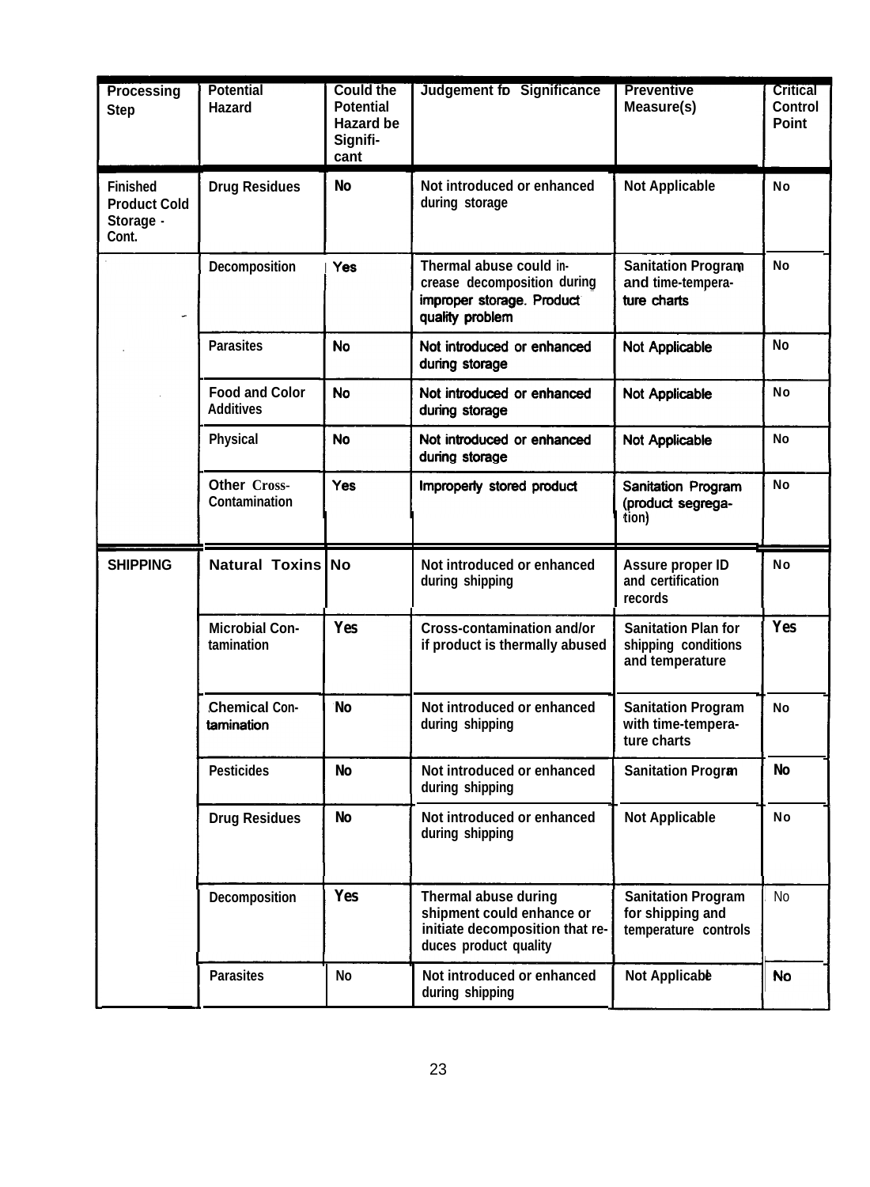| Processing Step | Potential Hazard | Could the Potential Hazard be Signifi-cant | Judgement fo Significance | Preventive Measure(s) | Critical Control Point |
|---|---|---|---|---|---|
| Finished Product Cold Storage - Cont. | Drug Residues | No | Not introduced or enhanced during storage | Not Applicable | No |
| | Decomposition | Yes | Thermal abuse could in-crease decomposition during improper storage. Product quality problem | Sanitation Program and time-tempera-ture charts | No |
| | Parasites | No | Not introduced or enhanced during storage | Not Applicable | No |
| | Food and Color Additives | No | Not introduced or enhanced during storage | Not Applicable | No |
| | Physical | No | Not introduced or enhanced during storage | Not Applicable | No |
| | Other Cross-Contamination | Yes | Improperly stored product | Sanitation Program (product segrega-tion) | No |
| SHIPPING | Natural Toxins | No | Not introduced or enhanced during shipping | Assure proper ID and certification records | No |
| | Microbial Con-tamination | Yes | Cross-contamination and/or if product is thermally abused | Sanitation Plan for shipping conditions and temperature | Yes |
| | Chemical Con-tamination | No | Not introduced or enhanced during shipping | Sanitation Program with time-tempera-ture charts | No |
| | Pesticides | No | Not introduced or enhanced during shipping | Sanitation Program | No |
| | Drug Residues | No | Not introduced or enhanced during shipping | Not Applicable | No |
| | Decomposition | Yes | Thermal abuse during shipment could enhance or initiate decomposition that re-duces product quality | Sanitation Program for shipping and temperature controls | No |
| | Parasites | No | Not introduced or enhanced during shipping | Not Applicable | No |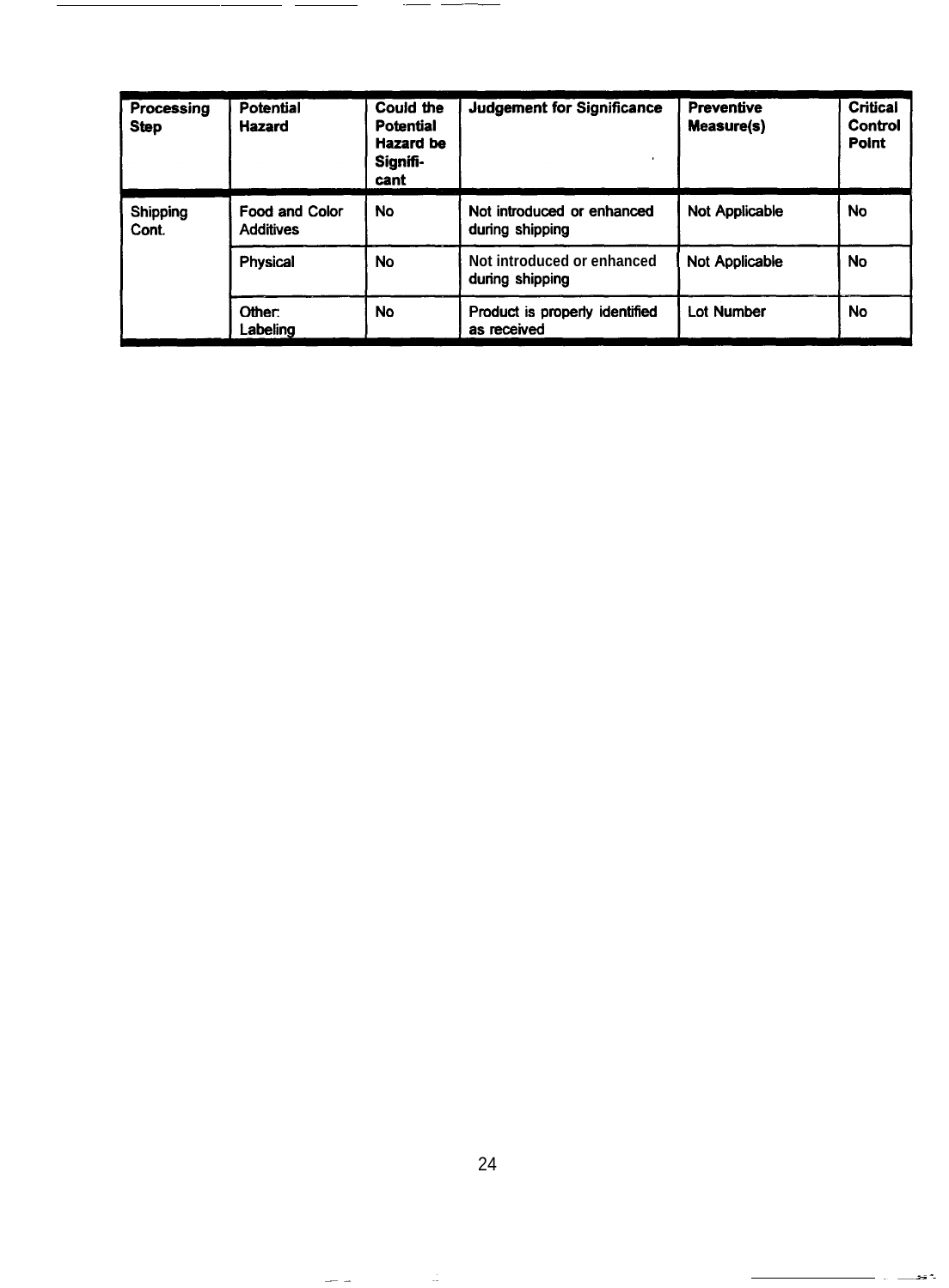| Processing Step | Potential Hazard | Could the Potential Hazard be Signifi-cant | Judgement for Significance | Preventive Measure(s) | Critical Control Point |
|---|---|---|---|---|---|
| Shipping Cont. | Food and Color Additives | No | Not introduced or enhanced during shipping | Not Applicable | No |
| | Physical | No | Not introduced or enhanced during shipping | Not Applicable | No |
| | Other: Labeling | No | Product is properly identified as received | Lot Number | No |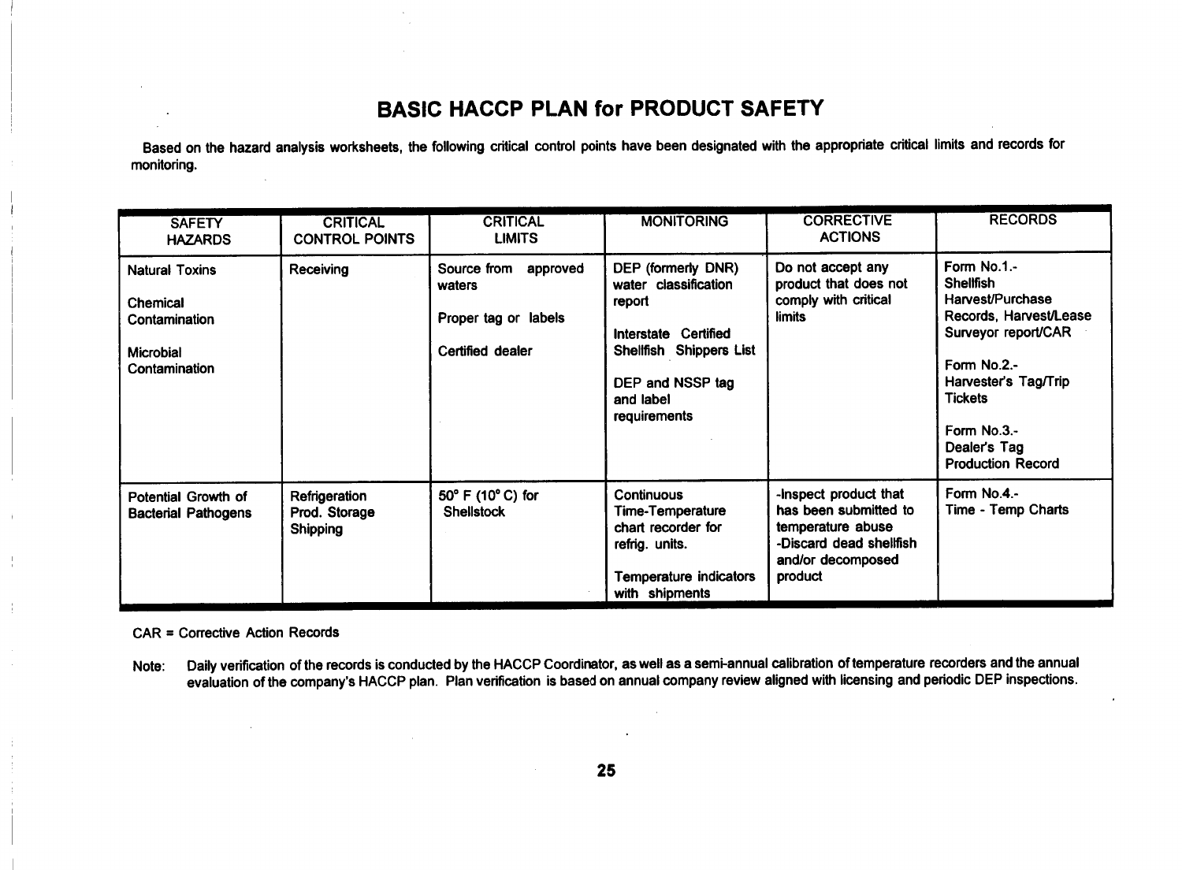# BASIC HACCP PLAN for PRODUCT SAFETY

Based on the hazard analysis worksheets, the following critical control points have been designated with the appropriate critical limits and records for monitoring.

| SAFETY HAZARDS | CRITICAL CONTROL POINTS | CRITICAL LIMITS | MONITORING | CORRECTIVE ACTIONS | RECORDS |
|---|---|---|---|---|---|
| Natural Toxins<br><br>Chemical Contamination<br><br>Microbial Contamination | Receiving | Source from approved waters<br><br>Proper tag or labels<br><br>Certified dealer | DEP (formerly DNR) water classification report<br><br>Interstate Certified Shellfish Shippers List<br><br>DEP and NSSP tag and label requirements | Do not accept any product that does not comply with critical limits | Form No.1.- Shellfish Harvest/Purchase Records, Harvest/Lease Surveyor report/CAR<br><br>Form No.2.- Harvester's Tag/Trip Tickets<br><br>Form No.3.- Dealer's Tag Production Record |
| Potential Growth of Bacterial Pathogens | Refrigeration<br>Prod. Storage<br>Shipping | 50° F (10° C) for Shellstock | Continuous Time-Temperature chart recorder for refrig. units.<br><br>Temperature indicators with shipments | -Inspect product that has been submitted to temperature abuse<br>-Discard dead shellfish and/or decomposed product | Form No.4.- Time - Temp Charts |

CAR = Corrective Action Records

Note: Daily verification of the records is conducted by the HACCP Coordinator, as well as a semi-annual calibration of temperature recorders and the annual evaluation of the company's HACCP plan. Plan verification is based on annual company review aligned with licensing and periodic DEP inspections.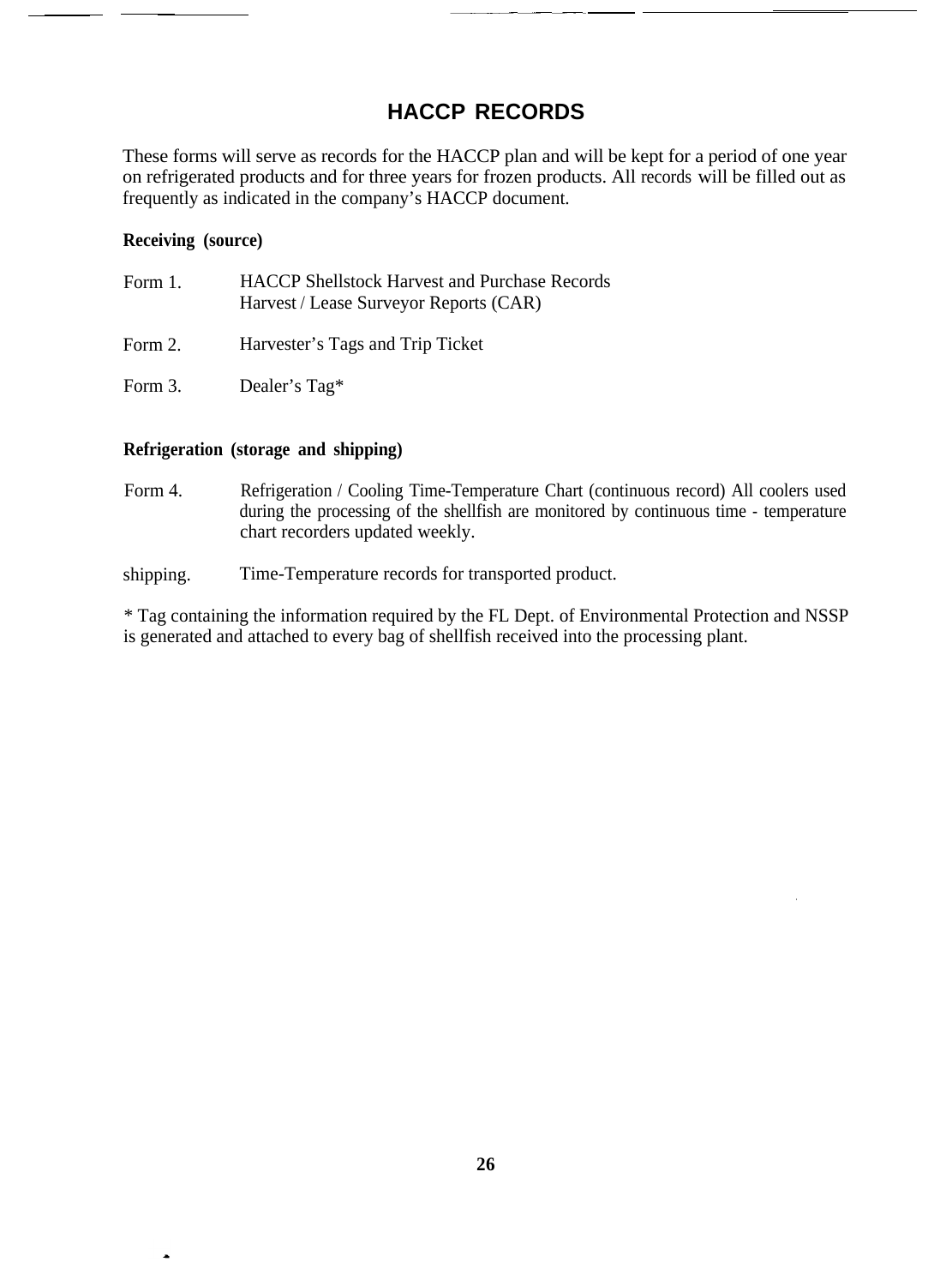# HACCP RECORDS

These forms will serve as records for the HACCP plan and will be kept for a period of one year on refrigerated products and for three years for frozen products. All records will be filled out as frequently as indicated in the company's HACCP document.

**Receiving (source)**

Form 1. HACCP Shellstock Harvest and Purchase Records
Harvest / Lease Surveyor Reports (CAR)

Form 2. Harvester's Tags and Trip Ticket

Form 3. Dealer's Tag*

**Refrigeration (storage and shipping)**

Form 4. Refrigeration / Cooling Time-Temperature Chart (continuous record) All coolers used during the processing of the shellfish are monitored by continuous time - temperature chart recorders updated weekly.

shipping. Time-Temperature records for transported product.

* Tag containing the information required by the FL Dept. of Environmental Protection and NSSP is generated and attached to every bag of shellfish received into the processing plant.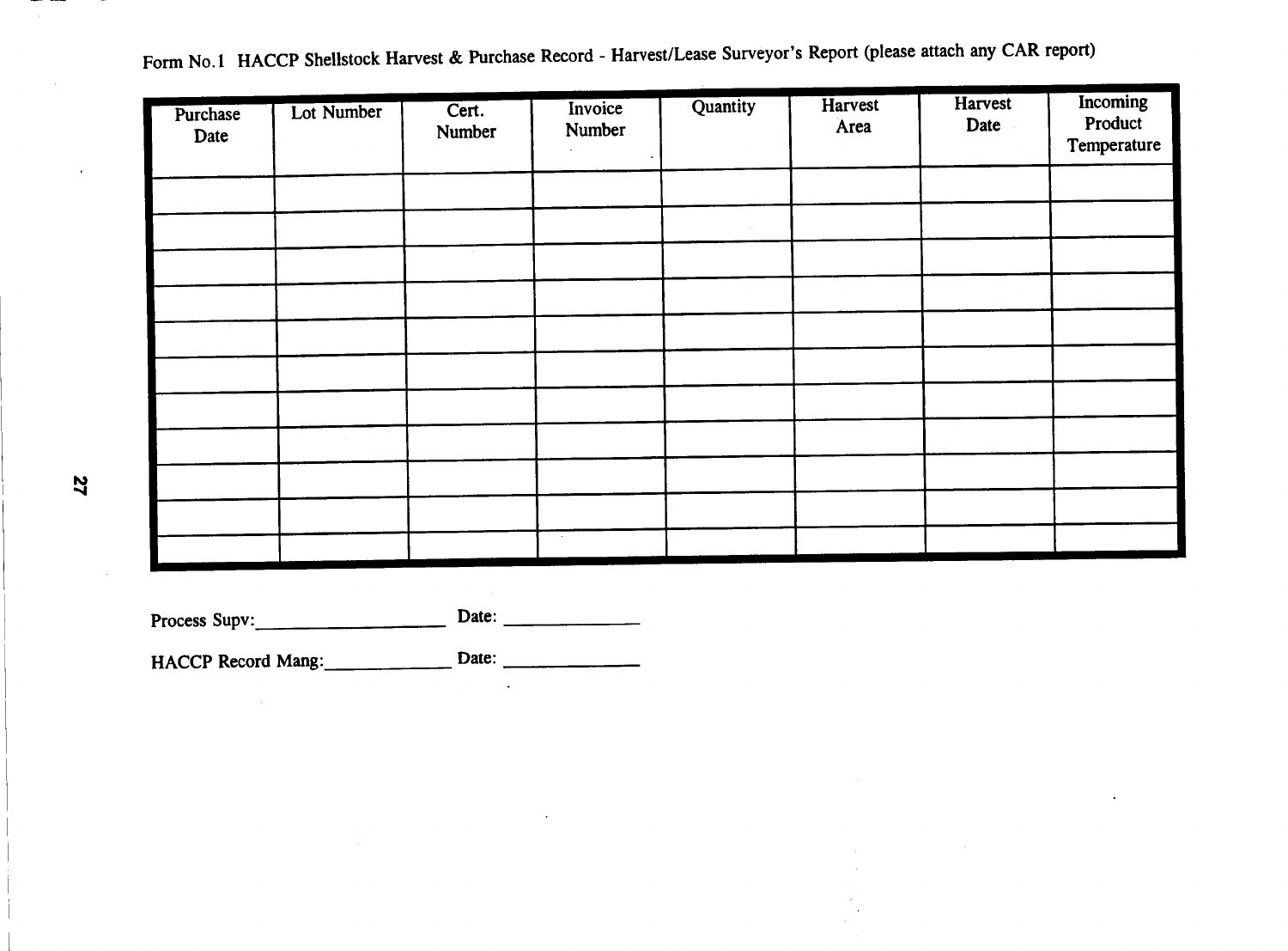Form No.1 HACCP Shellstock Harvest & Purchase Record - Harvest/Lease Surveyor's Report (please attach any CAR report)

| Purchase Date | Lot Number | Cert. Number | Invoice Number | Quantity | Harvest Area | Harvest Date | Incoming Product Temperature |
|---|---|---|---|---|---|---|---|
| | | | | | | | |
| | | | | | | | |
| | | | | | | | |
| | | | | | | | |
| | | | | | | | |
| | | | | | | | |
| | | | | | | | |
| | | | | | | | |
| | | | | | | | |
| | | | | | | | |
| | | | | | | | |

Process Supv:\_\_\_\_\_\_\_\_\_\_\_\_\_\_\_\_\_\_\_\_ Date: \_\_\_\_\_\_\_\_\_\_\_\_\_\_

HACCP Record Mang:\_\_\_\_\_\_\_\_\_\_\_\_\_ Date: \_\_\_\_\_\_\_\_\_\_\_\_\_\_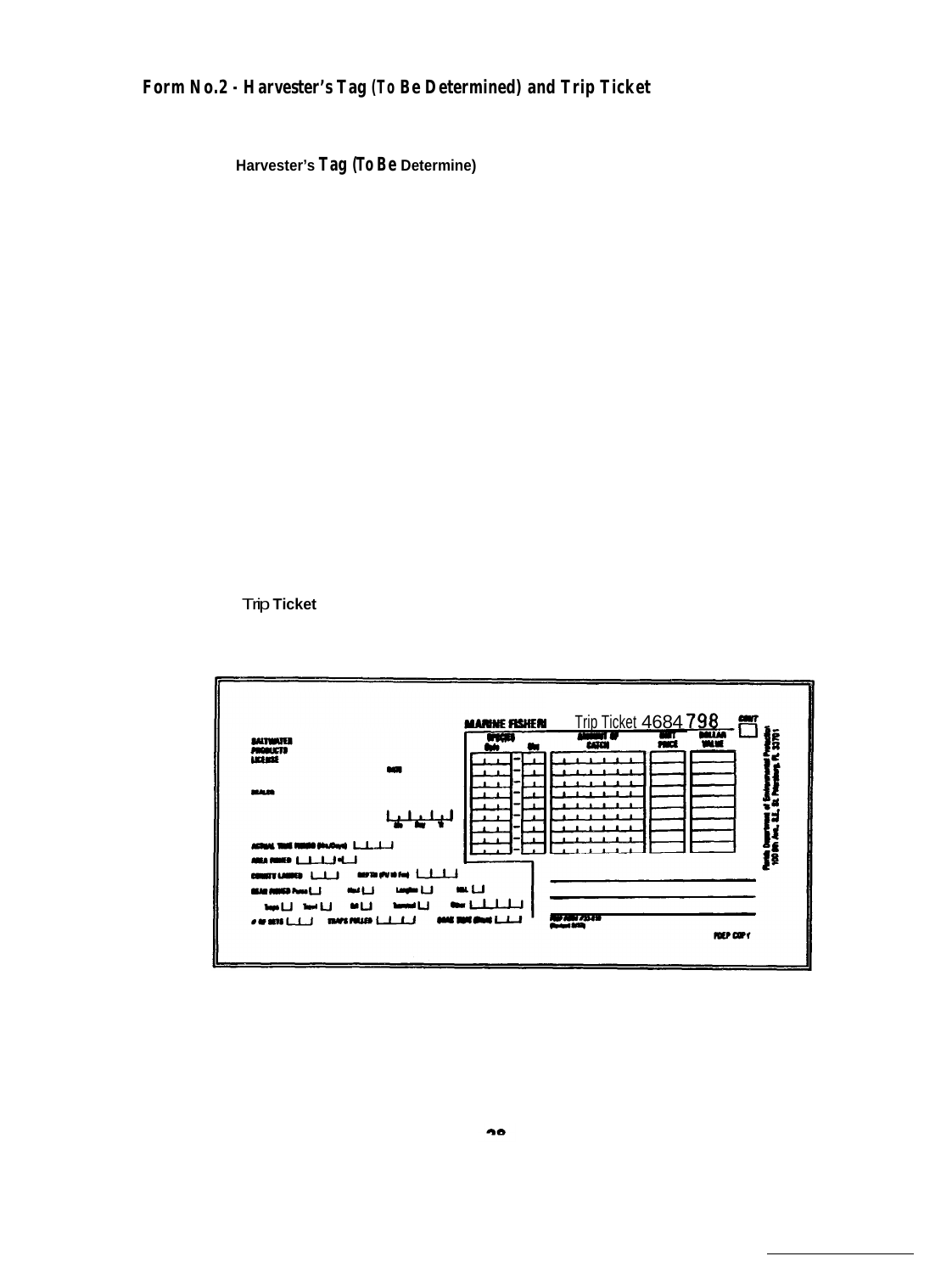# Form No.2 - Harvester's Tag (To Be Determined) and Trip Ticket

Harvester's **Tag (To Be** Determine)

Trip **Ticket**

MARINE FISHERI Trip Ticket 4684798

SALTWATER PRODUCTS LICENSE

DATE

DEALER

Mo Day Yr

ACTUAL TIME FISHED (Hrs/Days)

AREA FISHED

COUNTY LANDED

DEPTH (FV 10 Fm)

GEAR FISHED Purse Haul Longline Gill

Traps Trawl Cast Spearmod Other

# OF SETS TRAPS PULLED SOAK TIME (Hours)

| SPECIES Code | Size | AMOUNT OF CATCH | UNIT PRICE | DOLLAR VALUE |
|---|---|---|---|---|
| | | | | |
| | | | | |
| | | | | |
| | | | | |
| | | | | |
| | | | | |
| | | | | |
| | | | | |

CONT

Florida Department of Environmental Protection 100 8th Ave. S.E., St. Petersburg, FL 33701

FDEP COPY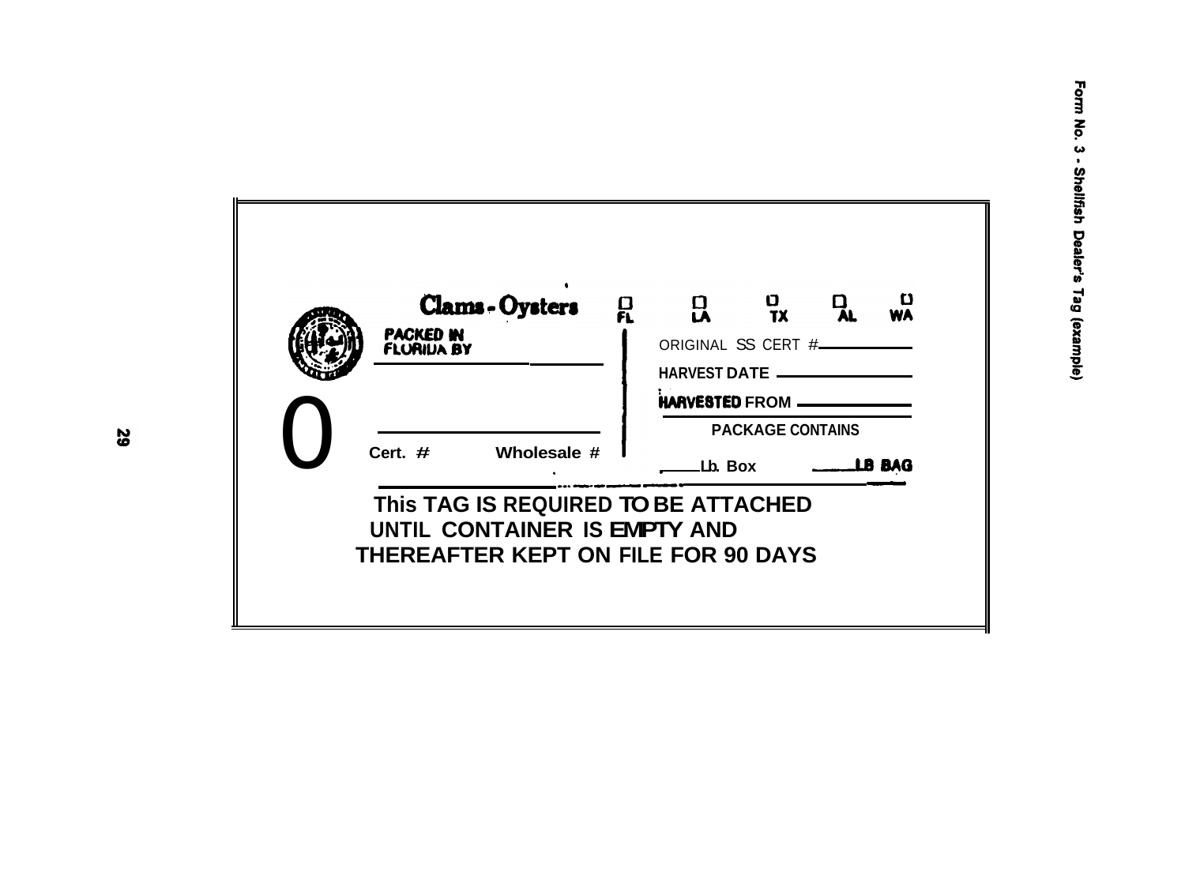**Form No. 3 - Shellfish Dealer's Tag (example)**

**Clams - Oysters**

☐ FL ☐ LA ☐ TX ☐ AL ☐ WA

**PACKED IN FLORIDA BY** ______________________

______________________

Cert. # Wholesale #

ORIGINAL SS CERT # ______________

HARVEST DATE ______________

HARVESTED FROM ______________

PACKAGE CONTAINS

____ Lb. Box ____ LB BAG

**This TAG IS REQUIRED TO BE ATTACHED UNTIL CONTAINER IS EMPTY AND THEREAFTER KEPT ON FILE FOR 90 DAYS**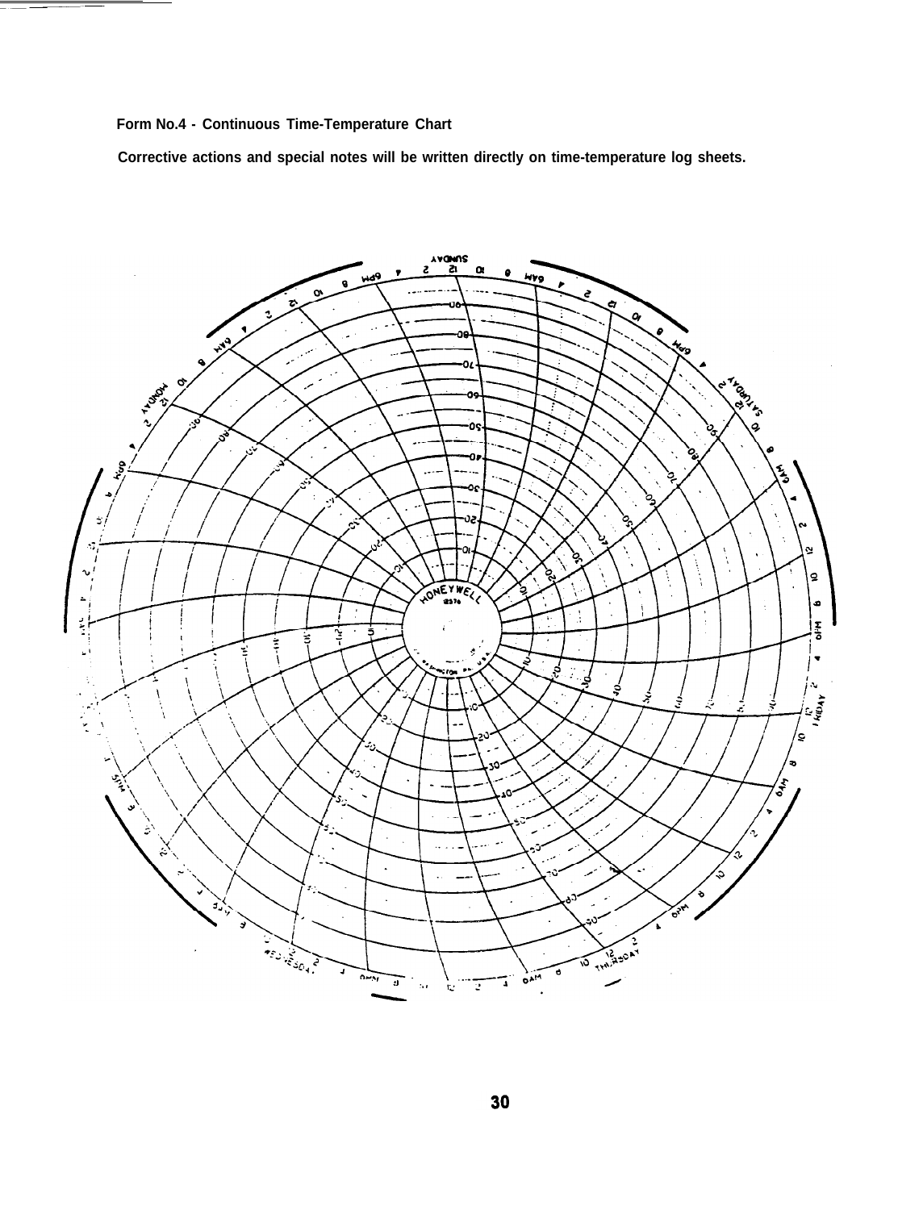**Form No.4 - Continuous Time-Temperature Chart**

**Corrective actions and special notes will be written directly on time-temperature log sheets.**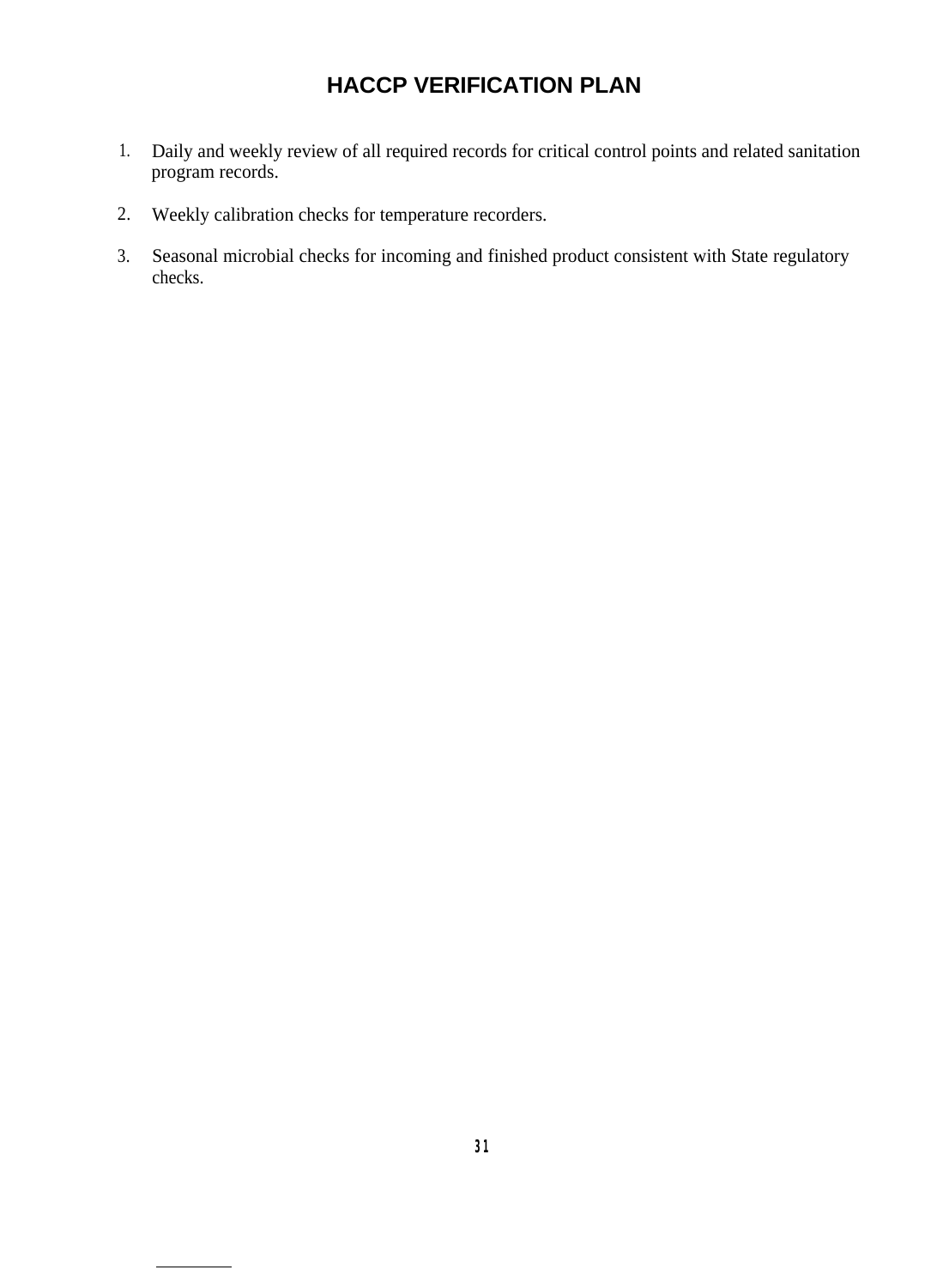# HACCP VERIFICATION PLAN

1. Daily and weekly review of all required records for critical control points and related sanitation program records.

2. Weekly calibration checks for temperature recorders.

3. Seasonal microbial checks for incoming and finished product consistent with State regulatory checks.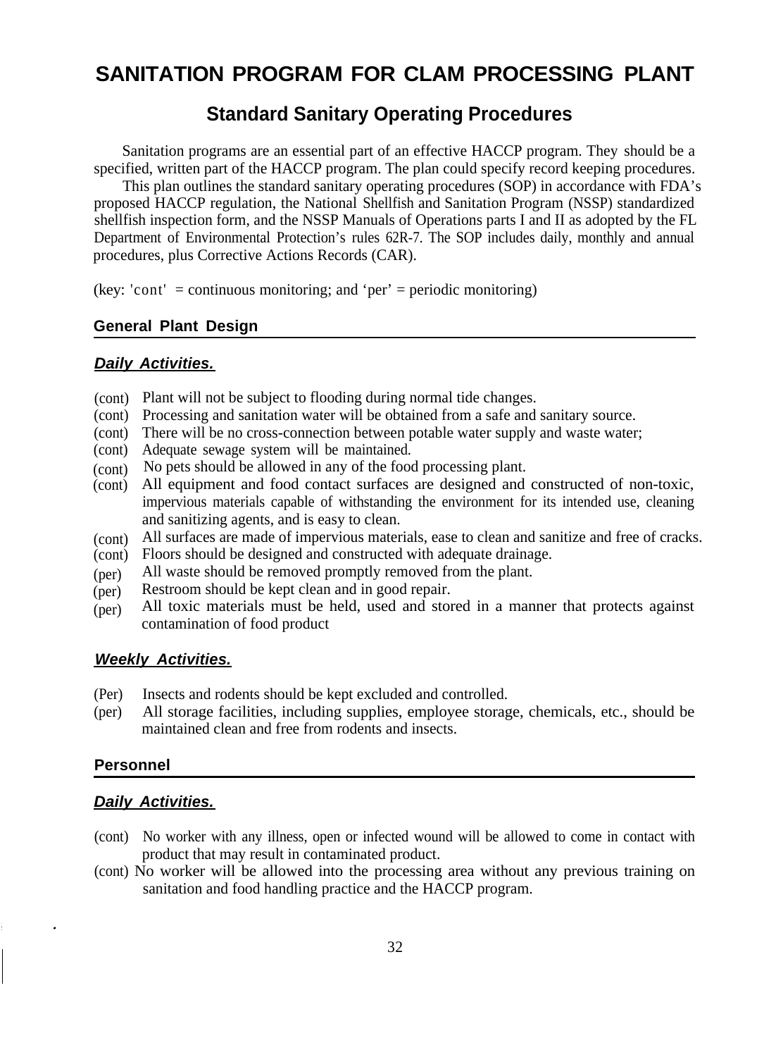# SANITATION PROGRAM FOR CLAM PROCESSING PLANT

## Standard Sanitary Operating Procedures

Sanitation programs are an essential part of an effective HACCP program. They should be a specified, written part of the HACCP program. The plan could specify record keeping procedures.

This plan outlines the standard sanitary operating procedures (SOP) in accordance with FDA's proposed HACCP regulation, the National Shellfish and Sanitation Program (NSSP) standardized shellfish inspection form, and the NSSP Manuals of Operations parts I and II as adopted by the FL Department of Environmental Protection's rules 62R-7. The SOP includes daily, monthly and annual procedures, plus Corrective Actions Records (CAR).

(key: 'cont' = continuous monitoring; and 'per' = periodic monitoring)

### General Plant Design

***Daily Activities.***

(cont) Plant will not be subject to flooding during normal tide changes.
(cont) Processing and sanitation water will be obtained from a safe and sanitary source.
(cont) There will be no cross-connection between potable water supply and waste water;
(cont) Adequate sewage system will be maintained.
(cont) No pets should be allowed in any of the food processing plant.
(cont) All equipment and food contact surfaces are designed and constructed of non-toxic, impervious materials capable of withstanding the environment for its intended use, cleaning and sanitizing agents, and is easy to clean.
(cont) All surfaces are made of impervious materials, ease to clean and sanitize and free of cracks.
(cont) Floors should be designed and constructed with adequate drainage.
(per) All waste should be removed promptly removed from the plant.
(per) Restroom should be kept clean and in good repair.
(per) All toxic materials must be held, used and stored in a manner that protects against contamination of food product

***Weekly Activities.***

(Per) Insects and rodents should be kept excluded and controlled.
(per) All storage facilities, including supplies, employee storage, chemicals, etc., should be maintained clean and free from rodents and insects.

### Personnel

***Daily Activities.***

(cont) No worker with any illness, open or infected wound will be allowed to come in contact with product that may result in contaminated product.
(cont) No worker will be allowed into the processing area without any previous training on sanitation and food handling practice and the HACCP program.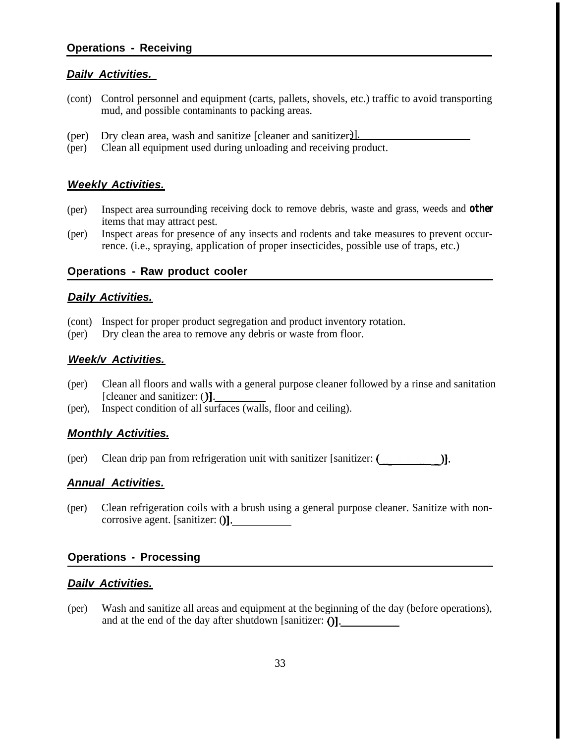### Operations - Receiving

***Dailv Activities.***

(cont) Control personnel and equipment (carts, pallets, shovels, etc.) traffic to avoid transporting mud, and possible contaminants to packing areas.

(per) Dry clean area, wash and sanitize [cleaner and sanitizer: ()].

(per) Clean all equipment used during unloading and receiving product.

***Weekly Activities.***

(per) Inspect area surrounding receiving dock to remove debris, waste and grass, weeds and **other** items that may attract pest.

(per) Inspect areas for presence of any insects and rodents and take measures to prevent occurrence. (i.e., spraying, application of proper insecticides, possible use of traps, etc.)

### Operations - Raw product cooler

***Daily Activities.***

(cont) Inspect for proper product segregation and product inventory rotation.

(per) Dry clean the area to remove any debris or waste from floor.

***Week/v Activities.***

(per) Clean all floors and walls with a general purpose cleaner followed by a rinse and sanitation [cleaner and sanitizer: ()].

(per), Inspect condition of all surfaces (walls, floor and ceiling).

***Monthly Activities.***

(per) Clean drip pan from refrigeration unit with sanitizer [sanitizer: ( )].

***Annual Activities.***

(per) Clean refrigeration coils with a brush using a general purpose cleaner. Sanitize with non-corrosive agent. [sanitizer: ()].

### Operations - Processing

***Dailv Activities.***

(per) Wash and sanitize all areas and equipment at the beginning of the day (before operations), and at the end of the day after shutdown [sanitizer: ()].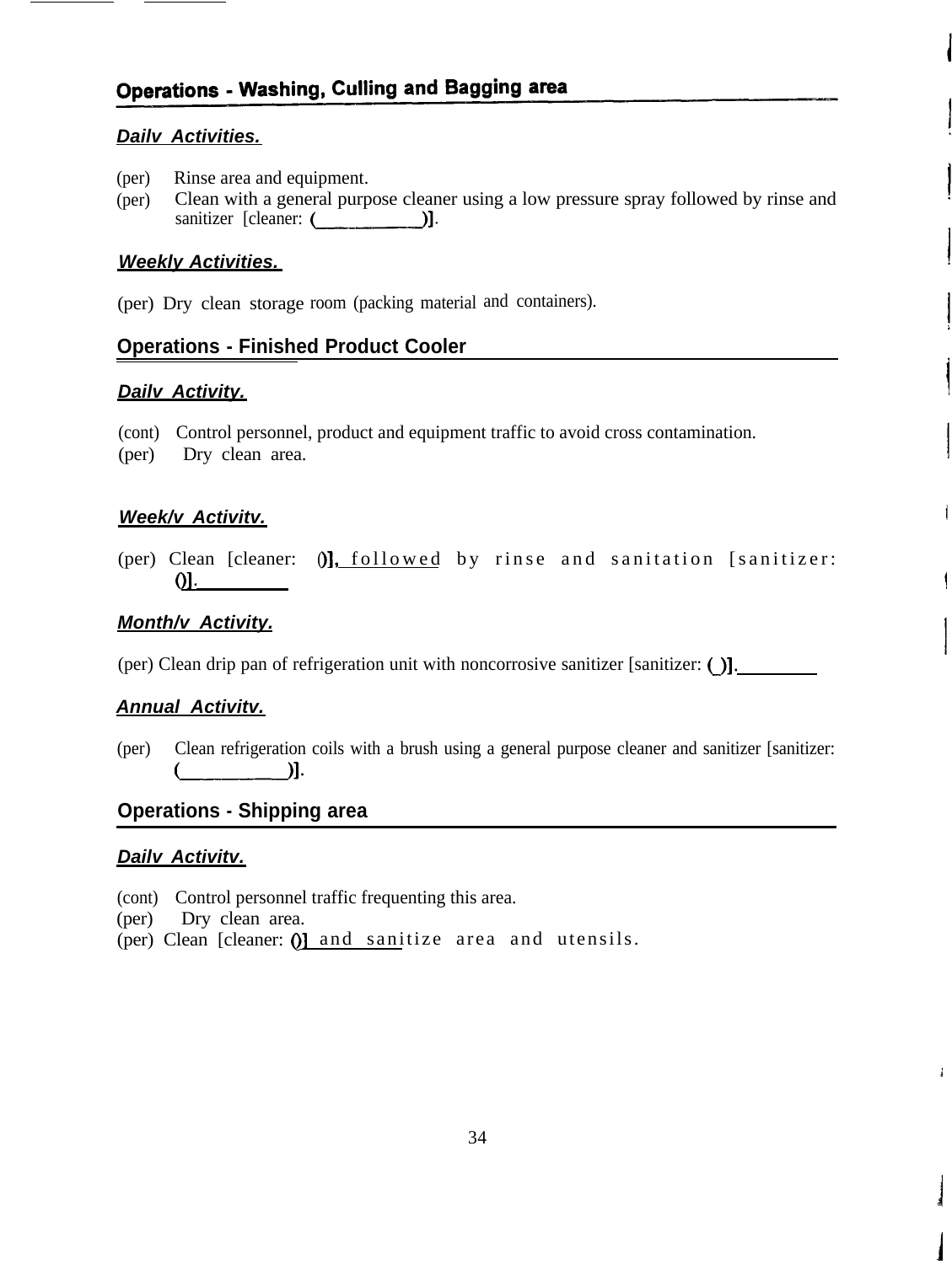## Operations - Washing, Culling and Bagging area

***Dailv Activities.***

(per) Rinse area and equipment.
(per) Clean with a general purpose cleaner using a low pressure spray followed by rinse and sanitizer [cleaner: (___________)].

***Weekly Activities.***

(per) Dry clean storage room (packing material and containers).

## Operations - Finished Product Cooler

***Dailv Activity.***

(cont) Control personnel, product and equipment traffic to avoid cross contamination.
(per) Dry clean area.

***Week/v Activitv.***

(per) Clean [cleaner: ()], followed by rinse and sanitation [sanitizer: ()].

***Month/v Activity.***

(per) Clean drip pan of refrigeration unit with noncorrosive sanitizer [sanitizer: ( )].

***Annual Activitv.***

(per) Clean refrigeration coils with a brush using a general purpose cleaner and sanitizer [sanitizer: (___________)].

## Operations - Shipping area

***Dailv Activitv.***

(cont) Control personnel traffic frequenting this area.
(per) Dry clean area.
(per) Clean [cleaner: ()] and sanitize area and utensils.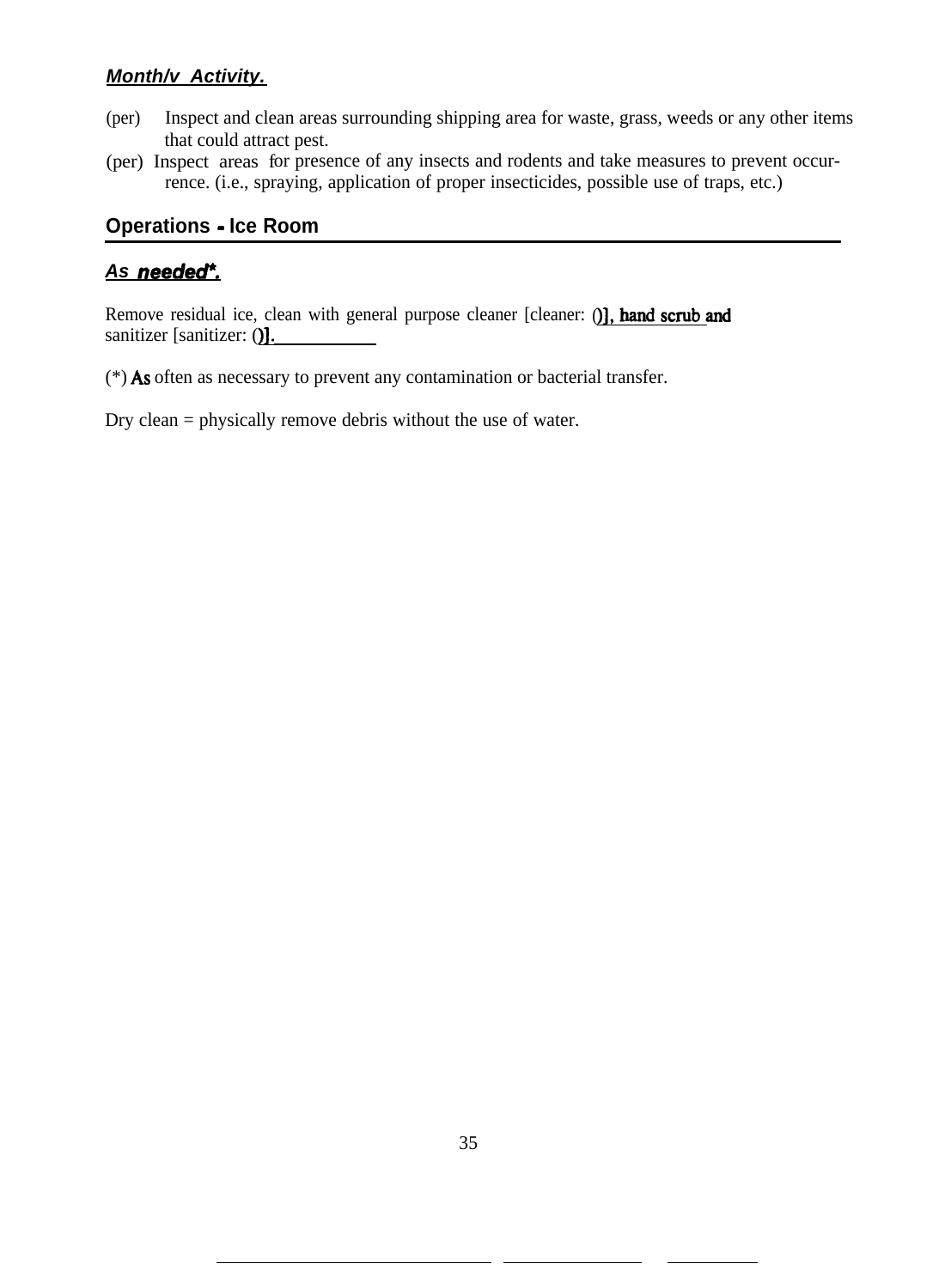***Month/v Activity.***

(per) Inspect and clean areas surrounding shipping area for waste, grass, weeds or any other items that could attract pest.

(per) Inspect areas for presence of any insects and rodents and take measures to prevent occurrence. (i.e., spraying, application of proper insecticides, possible use of traps, etc.)

## Operations - Ice Room

***As needed\*.***

Remove residual ice, clean with general purpose cleaner [cleaner: ()], hand scrub and sanitizer [sanitizer: ()].

(*) As often as necessary to prevent any contamination or bacterial transfer.

Dry clean = physically remove debris without the use of water.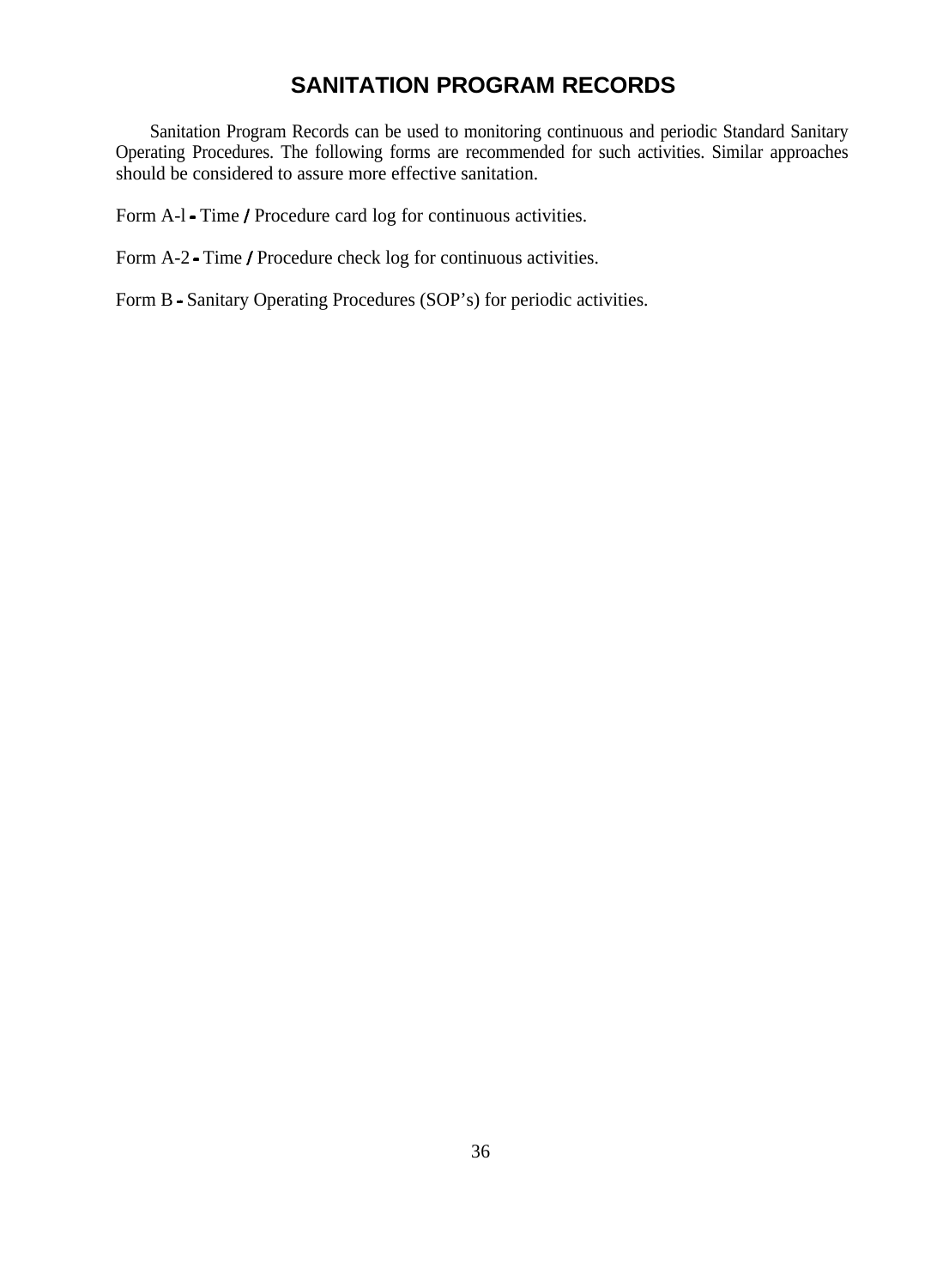# SANITATION PROGRAM RECORDS

Sanitation Program Records can be used to monitoring continuous and periodic Standard Sanitary Operating Procedures. The following forms are recommended for such activities. Similar approaches should be considered to assure more effective sanitation.

Form A-l - Time / Procedure card log for continuous activities.

Form A-2 - Time / Procedure check log for continuous activities.

Form B - Sanitary Operating Procedures (SOP's) for periodic activities.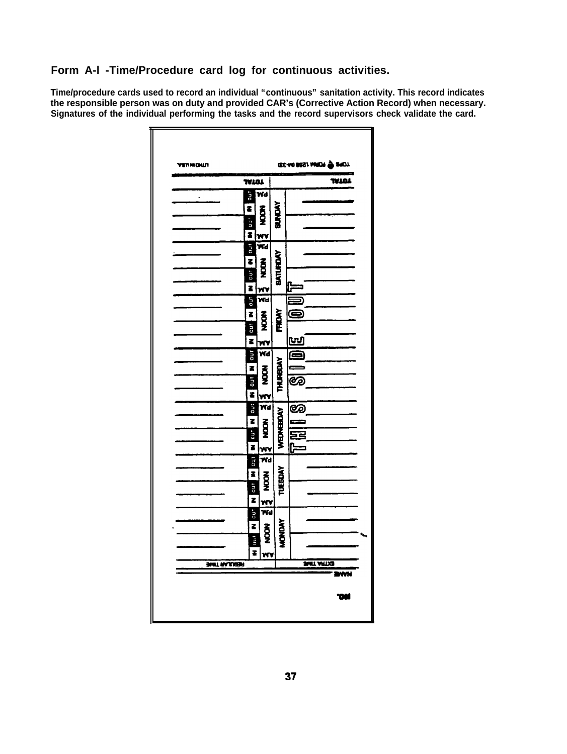**Form A-l -Time/Procedure card log for continuous activities.**

**Time/procedure cards used to record an individual "continuous" sanitation activity. This record indicates the responsible person was on duty and provided CAR's (Corrective Action Record) when necessary. Signatures of the individual performing the tasks and the record supervisors check validate the card.**

| EXTRA TIME | | | REGULAR TIME |
|---|---|---|---|
| | MONDAY | AM IN / OUT NOON IN / OUT PM | |
| | TUESDAY | AM IN / OUT NOON IN / OUT PM | |
| | WEDNESDAY | AM IN / OUT NOON IN / OUT PM | |
| | THURSDAY | AM IN / OUT NOON IN / OUT PM | |
| | FRIDAY | AM IN / OUT NOON IN / OUT PM | |
| | SATURDAY | AM IN / OUT NOON IN / OUT PM | |
| | SUNDAY | AM IN / OUT NOON IN / OUT PM | |
| TOTAL | | | TOTAL |

THIS SIDE OUT

NAME

NO.

TOPS FORM 1258 04-33 | LITHO IN U.S.A.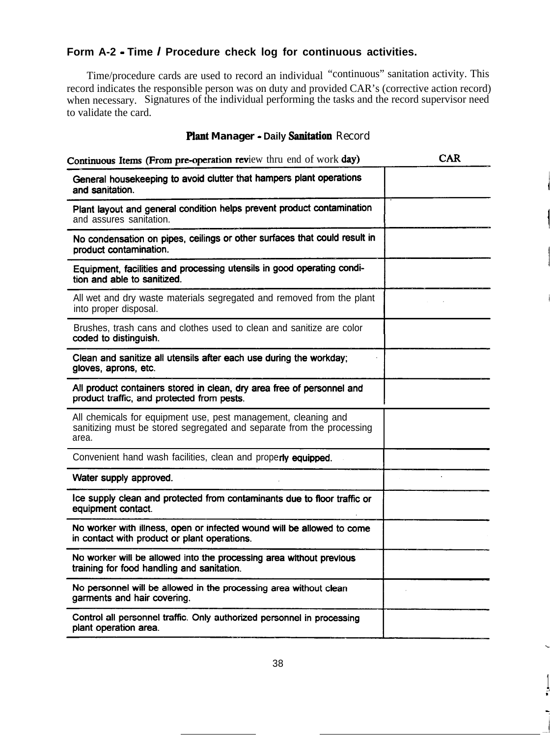### Form A-2 - Time / Procedure check log for continuous activities.

Time/procedure cards are used to record an individual "continuous" sanitation activity. This record indicates the responsible person was on duty and provided CAR's (corrective action record) when necessary. Signatures of the individual performing the tasks and the record supervisor need to validate the card.

**Plant Manager - Daily Sanitation Record**

| Continuous Items (From pre-operation review thru end of work day) | CAR |
|---|---|
| General housekeeping to avoid clutter that hampers plant operations and sanitation. | |
| Plant layout and general condition helps prevent product contamination and assures sanitation. | |
| No condensation on pipes, ceilings or other surfaces that could result in product contamination. | |
| Equipment, facilities and processing utensils in good operating condition and able to sanitized. | |
| All wet and dry waste materials segregated and removed from the plant into proper disposal. | |
| Brushes, trash cans and clothes used to clean and sanitize are color coded to distinguish. | |
| Clean and sanitize all utensils after each use during the workday; gloves, aprons, etc. | |
| All product containers stored in clean, dry area free of personnel and product traffic, and protected from pests. | |
| All chemicals for equipment use, pest management, cleaning and sanitizing must be stored segregated and separate from the processing area. | |
| Convenient hand wash facilities, clean and properly equipped. | |
| Water supply approved. | |
| Ice supply clean and protected from contaminants due to floor traffic or equipment contact. | |
| No worker with illness, open or infected wound will be allowed to come in contact with product or plant operations. | |
| No worker will be allowed into the processing area without previous training for food handling and sanitation. | |
| No personnel will be allowed in the processing area without clean garments and hair covering. | |
| Control all personnel traffic. Only authorized personnel in processing plant operation area. | |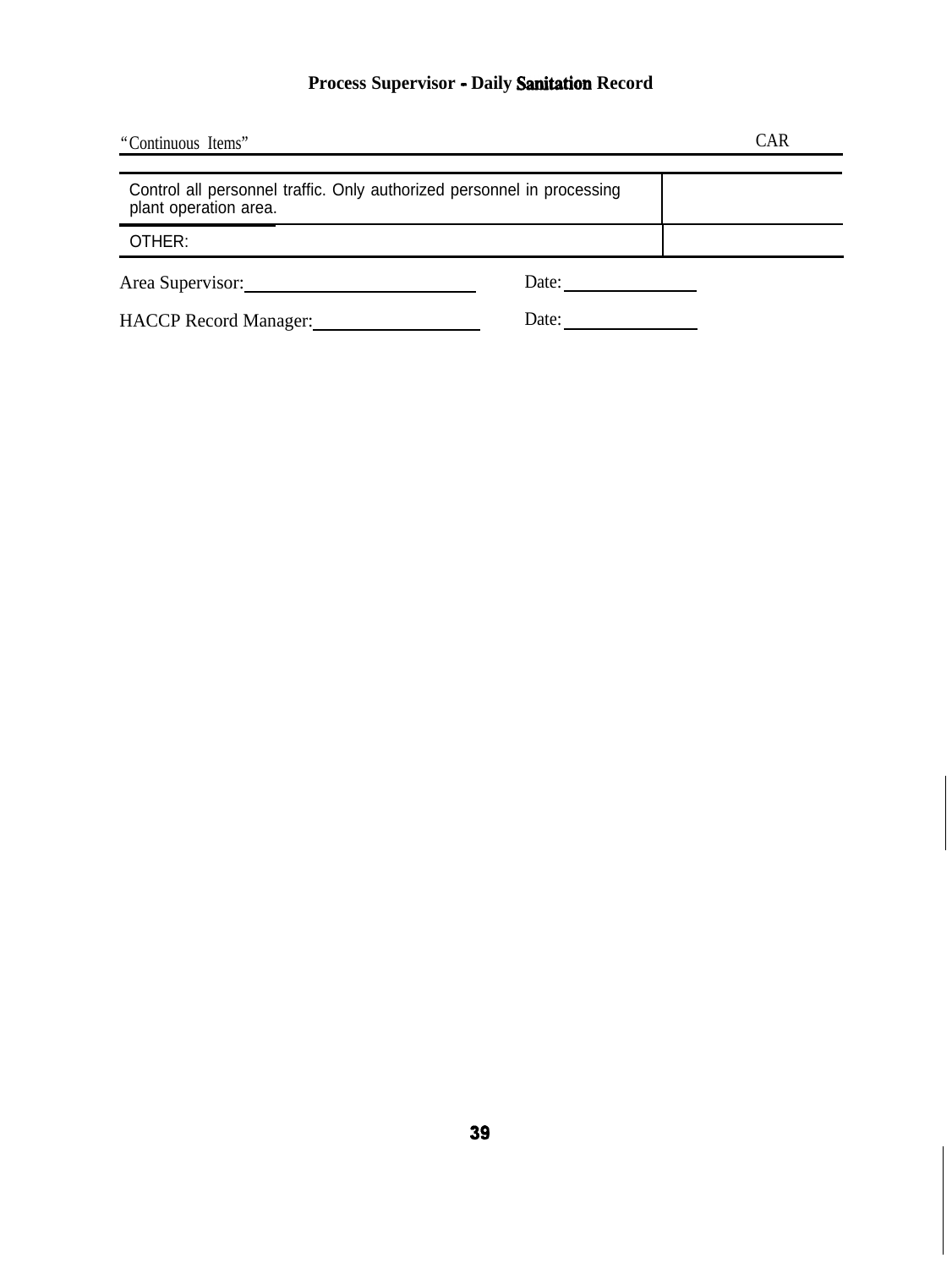**Process Supervisor - Daily Sanitation Record**

| "Continuous Items" | CAR |
|---|---|
| Control all personnel traffic. Only authorized personnel in processing plant operation area. | |
| OTHER: | |

Area Supervisor:\_\_\_\_\_\_\_\_\_\_\_\_\_\_\_\_\_\_\_\_\_\_\_\_ Date:\_\_\_\_\_\_\_\_\_\_\_\_\_\_

HACCP Record Manager:\_\_\_\_\_\_\_\_\_\_\_\_\_\_\_\_\_\_ Date:\_\_\_\_\_\_\_\_\_\_\_\_\_\_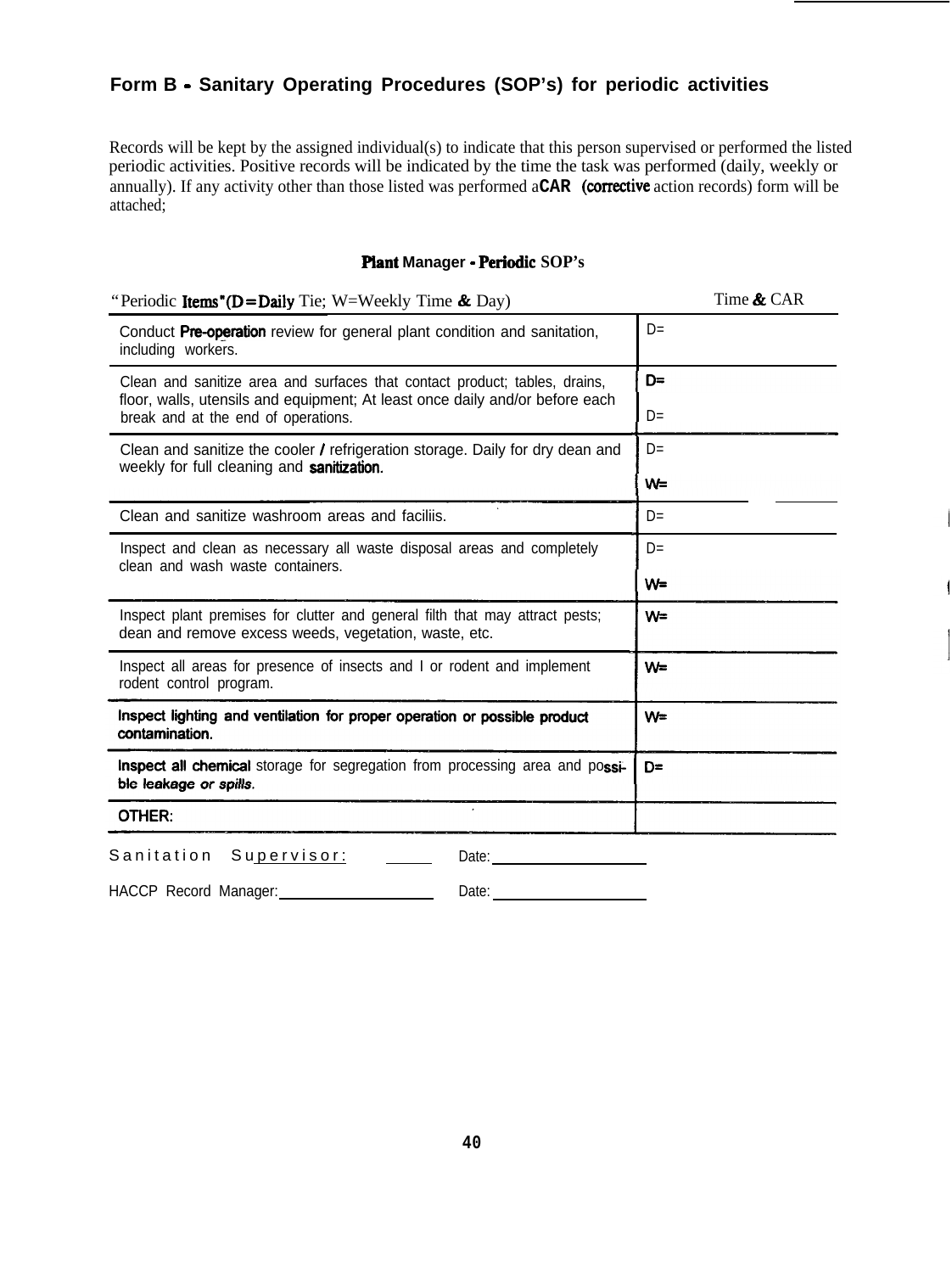## Form B - Sanitary Operating Procedures (SOP's) for periodic activities

Records will be kept by the assigned individual(s) to indicate that this person supervised or performed the listed periodic activities. Positive records will be indicated by the time the task was performed (daily, weekly or annually). If any activity other than those listed was performed a **CAR** (corrective action records) form will be attached;

**Plant Manager - Periodic SOP's**

| "Periodic Items" (D=Daily Tie; W=Weekly Time & Day) | Time & CAR |
|---|---|
| Conduct Pre-operation review for general plant condition and sanitation, including workers. | D= |
| Clean and sanitize area and surfaces that contact product; tables, drains, floor, walls, utensils and equipment; At least once daily and/or before each break and at the end of operations. | D= <br> D= |
| Clean and sanitize the cooler / refrigeration storage. Daily for dry dean and weekly for full cleaning and sanitization. | D= <br> W= |
| Clean and sanitize washroom areas and faciliis. | D= |
| Inspect and clean as necessary all waste disposal areas and completely clean and wash waste containers. | D= <br> W= |
| Inspect plant premises for clutter and general filth that may attract pests; dean and remove excess weeds, vegetation, waste, etc. | W= |
| Inspect all areas for presence of insects and I or rodent and implement rodent control program. | W= |
| **Inspect lighting and ventilation for proper operation or possible product contamination.** | W= |
| **Inspect all chemical** storage for segregation from processing area and possible leakage or spills. | D= |
| **OTHER:** | |

Sanitation Supervisor: _____ Date: ____________________

HACCP Record Manager: ____________________ Date: ____________________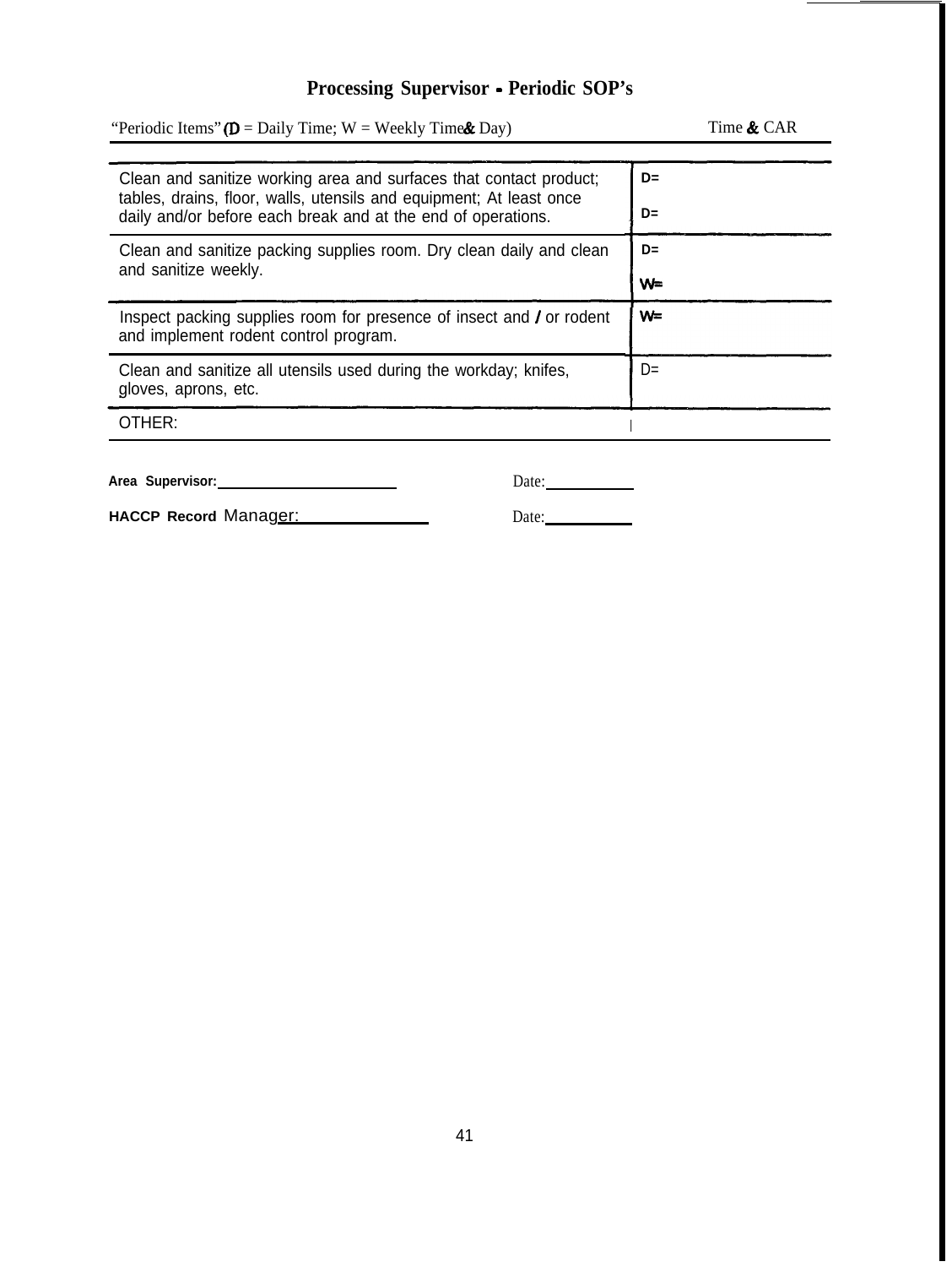## Processing Supervisor - Periodic SOP's

| "Periodic Items" (D = Daily Time; W = Weekly Time & Day) | Time & CAR |
|---|---|
| Clean and sanitize working area and surfaces that contact product; tables, drains, floor, walls, utensils and equipment; At least once daily and/or before each break and at the end of operations. | D=<br>D= |
| Clean and sanitize packing supplies room. Dry clean daily and clean and sanitize weekly. | D=<br>W= |
| Inspect packing supplies room for presence of insect and / or rodent and implement rodent control program. | W= |
| Clean and sanitize all utensils used during the workday; knifes, gloves, aprons, etc. | D= |
| OTHER: | |

**Area Supervisor:** ______________________ Date: __________

**HACCP Record** Manager: ______________ Date: __________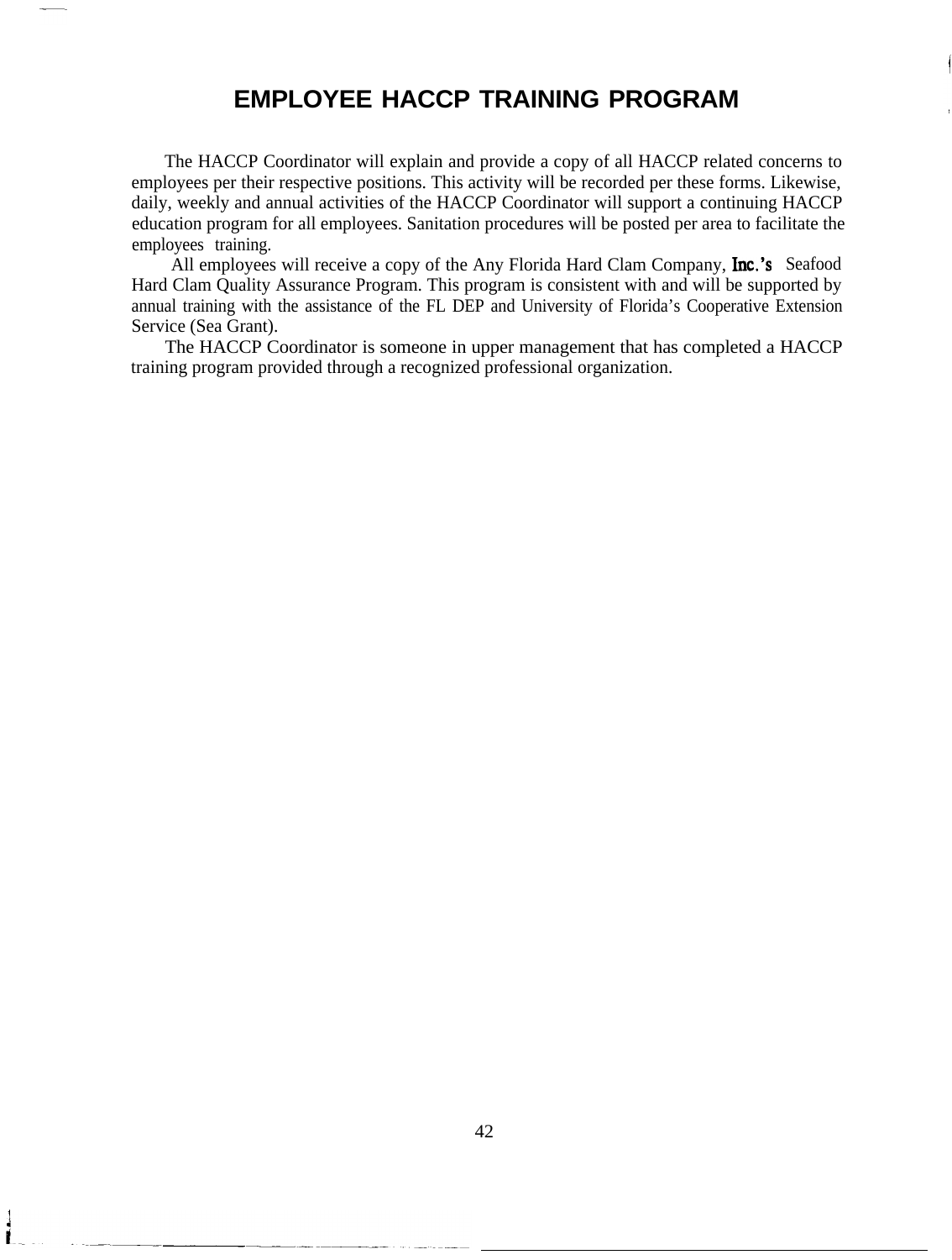# EMPLOYEE HACCP TRAINING PROGRAM

The HACCP Coordinator will explain and provide a copy of all HACCP related concerns to employees per their respective positions. This activity will be recorded per these forms. Likewise, daily, weekly and annual activities of the HACCP Coordinator will support a continuing HACCP education program for all employees. Sanitation procedures will be posted per area to facilitate the employees training.

All employees will receive a copy of the Any Florida Hard Clam Company, **Inc.'s** Seafood Hard Clam Quality Assurance Program. This program is consistent with and will be supported by annual training with the assistance of the FL DEP and University of Florida's Cooperative Extension Service (Sea Grant).

The HACCP Coordinator is someone in upper management that has completed a HACCP training program provided through a recognized professional organization.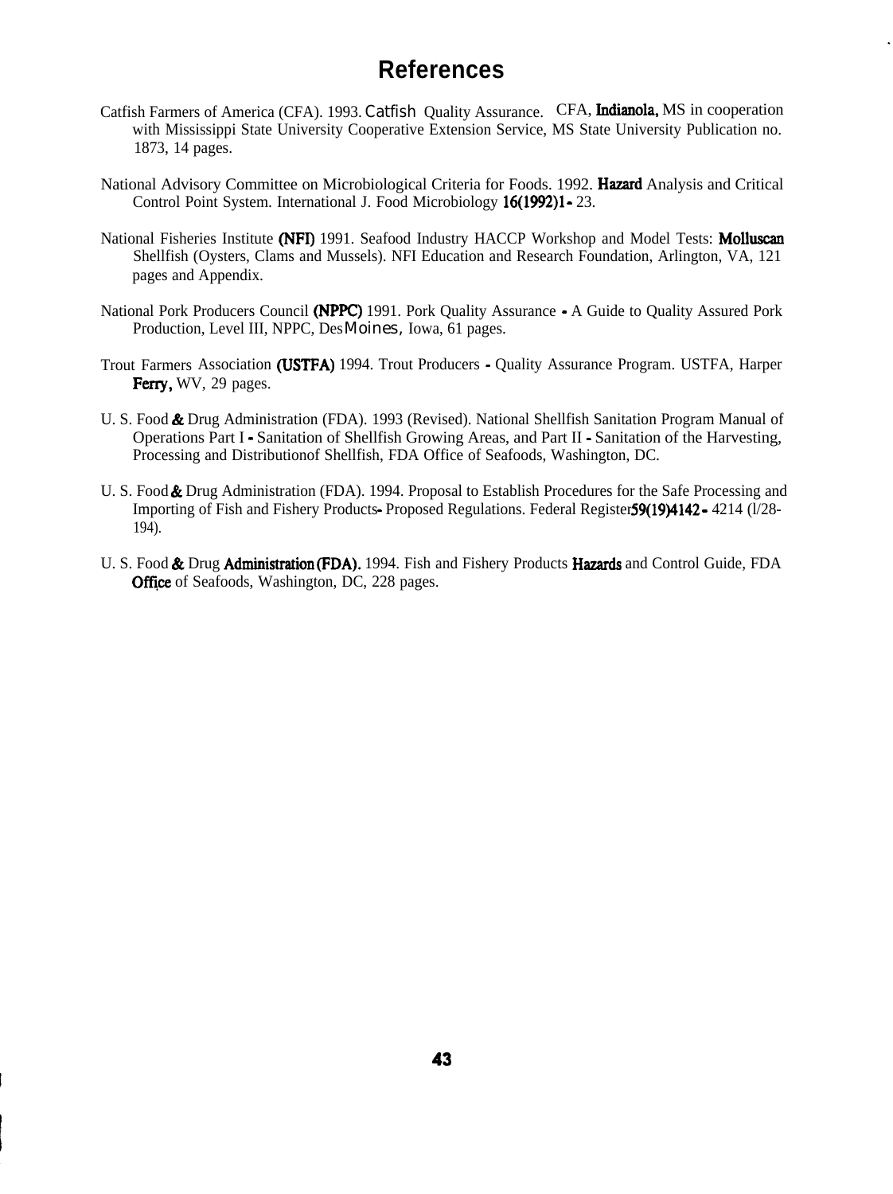# References

Catfish Farmers of America (CFA). 1993. Catfish Quality Assurance. CFA, Indianola, MS in cooperation with Mississippi State University Cooperative Extension Service, MS State University Publication no. 1873, 14 pages.

National Advisory Committee on Microbiological Criteria for Foods. 1992. Hazard Analysis and Critical Control Point System. International J. Food Microbiology 16(1992)1- 23.

National Fisheries Institute (NFI) 1991. Seafood Industry HACCP Workshop and Model Tests: Molluscan Shellfish (Oysters, Clams and Mussels). NFI Education and Research Foundation, Arlington, VA, 121 pages and Appendix.

National Pork Producers Council (NPPC) 1991. Pork Quality Assurance - A Guide to Quality Assured Pork Production, Level III, NPPC, Des Moines, Iowa, 61 pages.

Trout Farmers Association (USTFA) 1994. Trout Producers - Quality Assurance Program. USTFA, Harper Ferry, WV, 29 pages.

U. S. Food & Drug Administration (FDA). 1993 (Revised). National Shellfish Sanitation Program Manual of Operations Part I - Sanitation of Shellfish Growing Areas, and Part II - Sanitation of the Harvesting, Processing and Distributionof Shellfish, FDA Office of Seafoods, Washington, DC.

U. S. Food & Drug Administration (FDA). 1994. Proposal to Establish Procedures for the Safe Processing and Importing of Fish and Fishery Products- Proposed Regulations. Federal Register59(19)4142 - 4214 (l/28-194).

U. S. Food & Drug Administration (FDA). 1994. Fish and Fishery Products Hazards and Control Guide, FDA Office of Seafoods, Washington, DC, 228 pages.